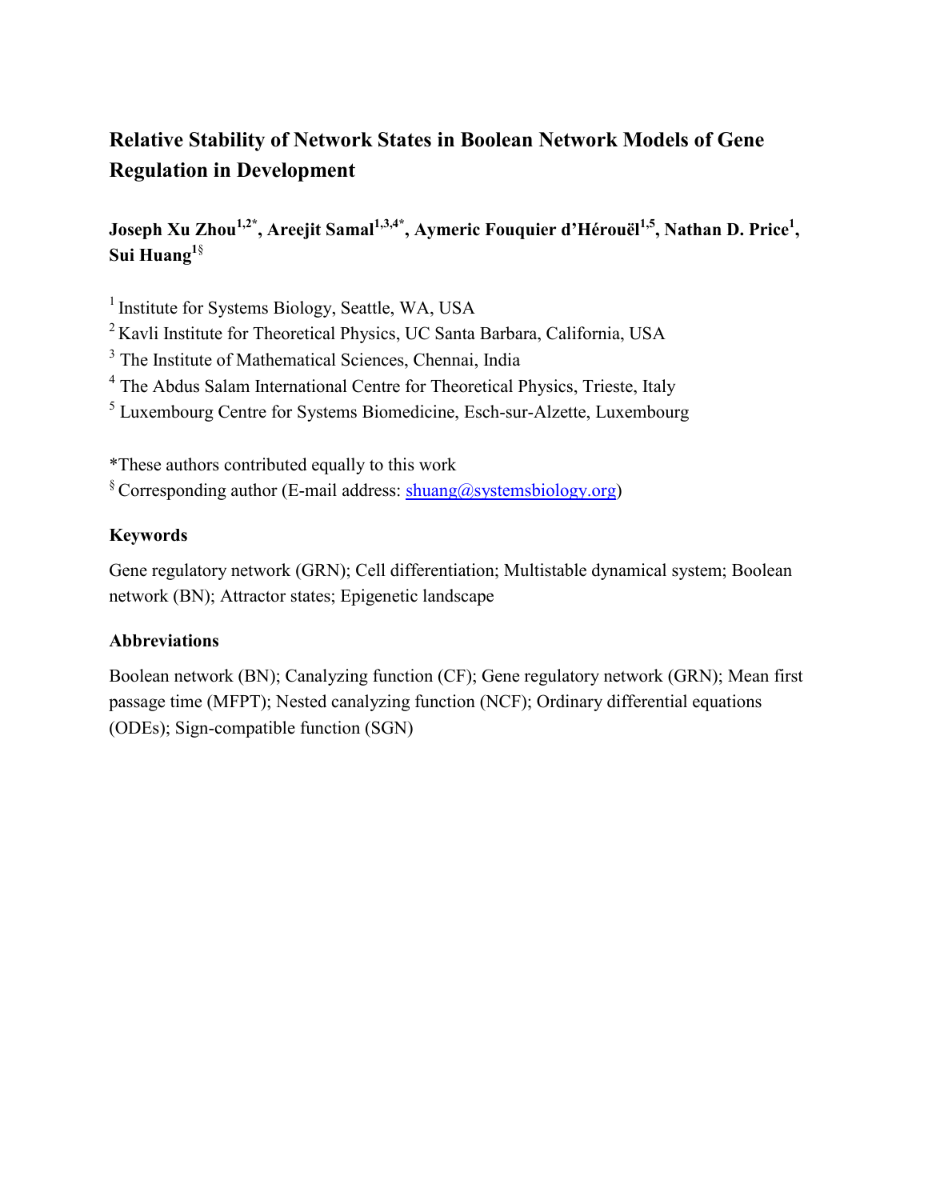# Relative Stability of Network States in Boolean Network Models of Gene Regulation in Development

**Joseph Xu Zhou[1,2*], Areejit Samal[1,3,4*], Aymeric Fouquier d'Hérouël[1,5], Nathan D. Price[1], Sui Huang[1§]**

[1] Institute for Systems Biology, Seattle, WA, USA

[2] Kavli Institute for Theoretical Physics, UC Santa Barbara, California, USA

[3] The Institute of Mathematical Sciences, Chennai, India

[4] The Abdus Salam International Centre for Theoretical Physics, Trieste, Italy

[5] Luxembourg Centre for Systems Biomedicine, Esch-sur-Alzette, Luxembourg

*These authors contributed equally to this work

[§] Corresponding author (E-mail address: shuang@systemsbiology.org)

### Keywords

Gene regulatory network (GRN); Cell differentiation; Multistable dynamical system; Boolean network (BN); Attractor states; Epigenetic landscape

### Abbreviations

Boolean network (BN); Canalyzing function (CF); Gene regulatory network (GRN); Mean first passage time (MFPT); Nested canalyzing function (NCF); Ordinary differential equations (ODEs); Sign-compatible function (SGN)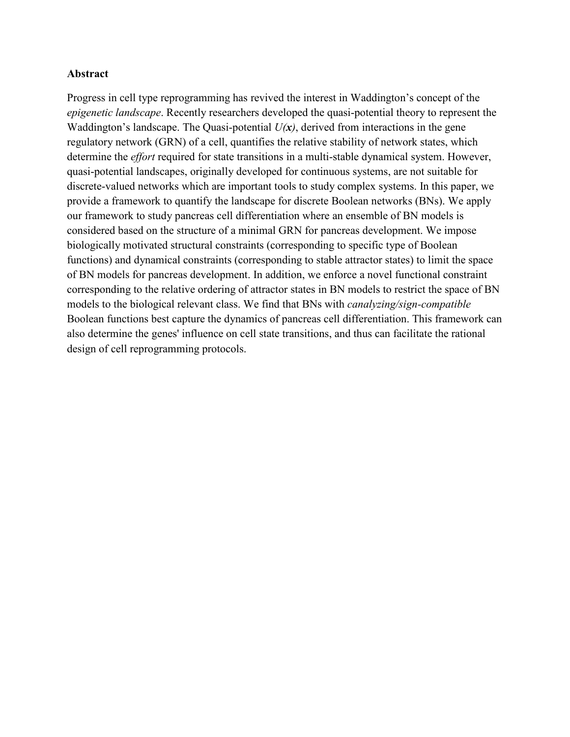**Abstract**

Progress in cell type reprogramming has revived the interest in Waddington's concept of the *epigenetic landscape*. Recently researchers developed the quasi-potential theory to represent the Waddington's landscape. The Quasi-potential $U(\boldsymbol{x})$, derived from interactions in the gene regulatory network (GRN) of a cell, quantifies the relative stability of network states, which determine the *effort* required for state transitions in a multi-stable dynamical system. However, quasi-potential landscapes, originally developed for continuous systems, are not suitable for discrete-valued networks which are important tools to study complex systems. In this paper, we provide a framework to quantify the landscape for discrete Boolean networks (BNs). We apply our framework to study pancreas cell differentiation where an ensemble of BN models is considered based on the structure of a minimal GRN for pancreas development. We impose biologically motivated structural constraints (corresponding to specific type of Boolean functions) and dynamical constraints (corresponding to stable attractor states) to limit the space of BN models for pancreas development. In addition, we enforce a novel functional constraint corresponding to the relative ordering of attractor states in BN models to restrict the space of BN models to the biological relevant class. We find that BNs with *canalyzing/sign-compatible* Boolean functions best capture the dynamics of pancreas cell differentiation. This framework can also determine the genes' influence on cell state transitions, and thus can facilitate the rational design of cell reprogramming protocols.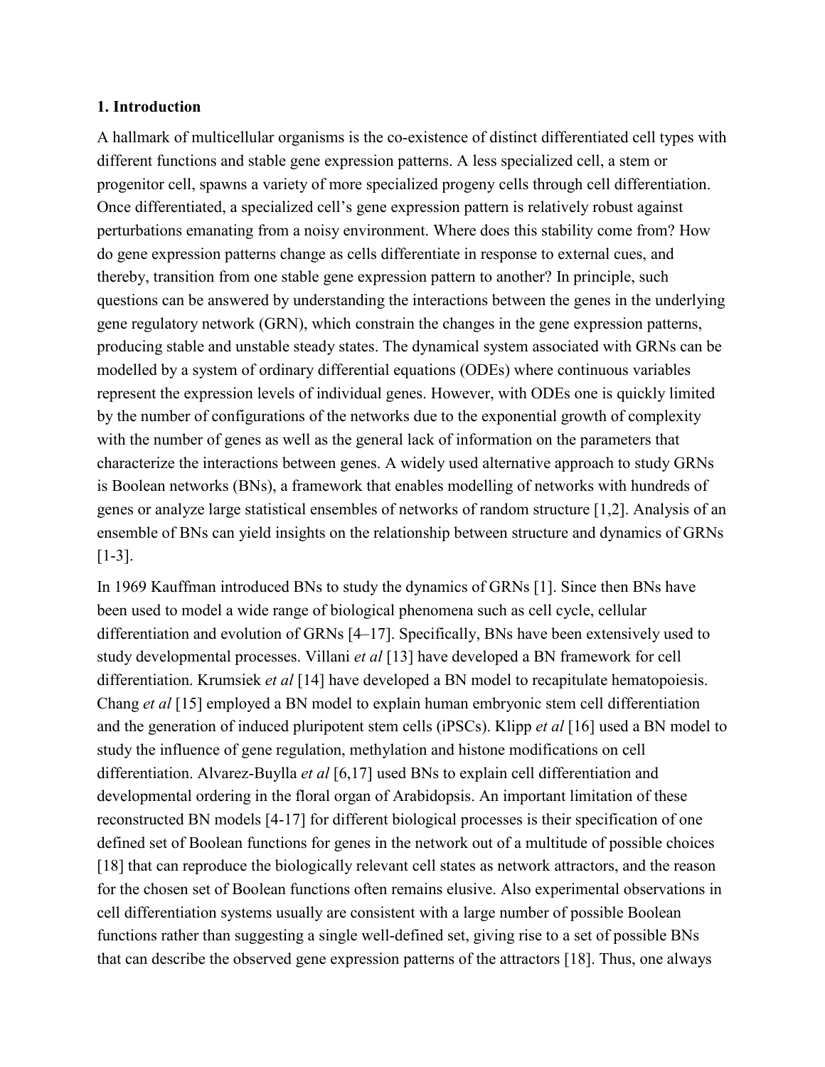## 1. Introduction

A hallmark of multicellular organisms is the co-existence of distinct differentiated cell types with different functions and stable gene expression patterns. A less specialized cell, a stem or progenitor cell, spawns a variety of more specialized progeny cells through cell differentiation. Once differentiated, a specialized cell's gene expression pattern is relatively robust against perturbations emanating from a noisy environment. Where does this stability come from? How do gene expression patterns change as cells differentiate in response to external cues, and thereby, transition from one stable gene expression pattern to another? In principle, such questions can be answered by understanding the interactions between the genes in the underlying gene regulatory network (GRN), which constrain the changes in the gene expression patterns, producing stable and unstable steady states. The dynamical system associated with GRNs can be modelled by a system of ordinary differential equations (ODEs) where continuous variables represent the expression levels of individual genes. However, with ODEs one is quickly limited by the number of configurations of the networks due to the exponential growth of complexity with the number of genes as well as the general lack of information on the parameters that characterize the interactions between genes. A widely used alternative approach to study GRNs is Boolean networks (BNs), a framework that enables modelling of networks with hundreds of genes or analyze large statistical ensembles of networks of random structure [1,2]. Analysis of an ensemble of BNs can yield insights on the relationship between structure and dynamics of GRNs [1-3].

In 1969 Kauffman introduced BNs to study the dynamics of GRNs [1]. Since then BNs have been used to model a wide range of biological phenomena such as cell cycle, cellular differentiation and evolution of GRNs [4–17]. Specifically, BNs have been extensively used to study developmental processes. Villani *et al* [13] have developed a BN framework for cell differentiation. Krumsiek *et al* [14] have developed a BN model to recapitulate hematopoiesis. Chang *et al* [15] employed a BN model to explain human embryonic stem cell differentiation and the generation of induced pluripotent stem cells (iPSCs). Klipp *et al* [16] used a BN model to study the influence of gene regulation, methylation and histone modifications on cell differentiation. Alvarez-Buylla *et al* [6,17] used BNs to explain cell differentiation and developmental ordering in the floral organ of Arabidopsis. An important limitation of these reconstructed BN models [4-17] for different biological processes is their specification of one defined set of Boolean functions for genes in the network out of a multitude of possible choices [18] that can reproduce the biologically relevant cell states as network attractors, and the reason for the chosen set of Boolean functions often remains elusive. Also experimental observations in cell differentiation systems usually are consistent with a large number of possible Boolean functions rather than suggesting a single well-defined set, giving rise to a set of possible BNs that can describe the observed gene expression patterns of the attractors [18]. Thus, one always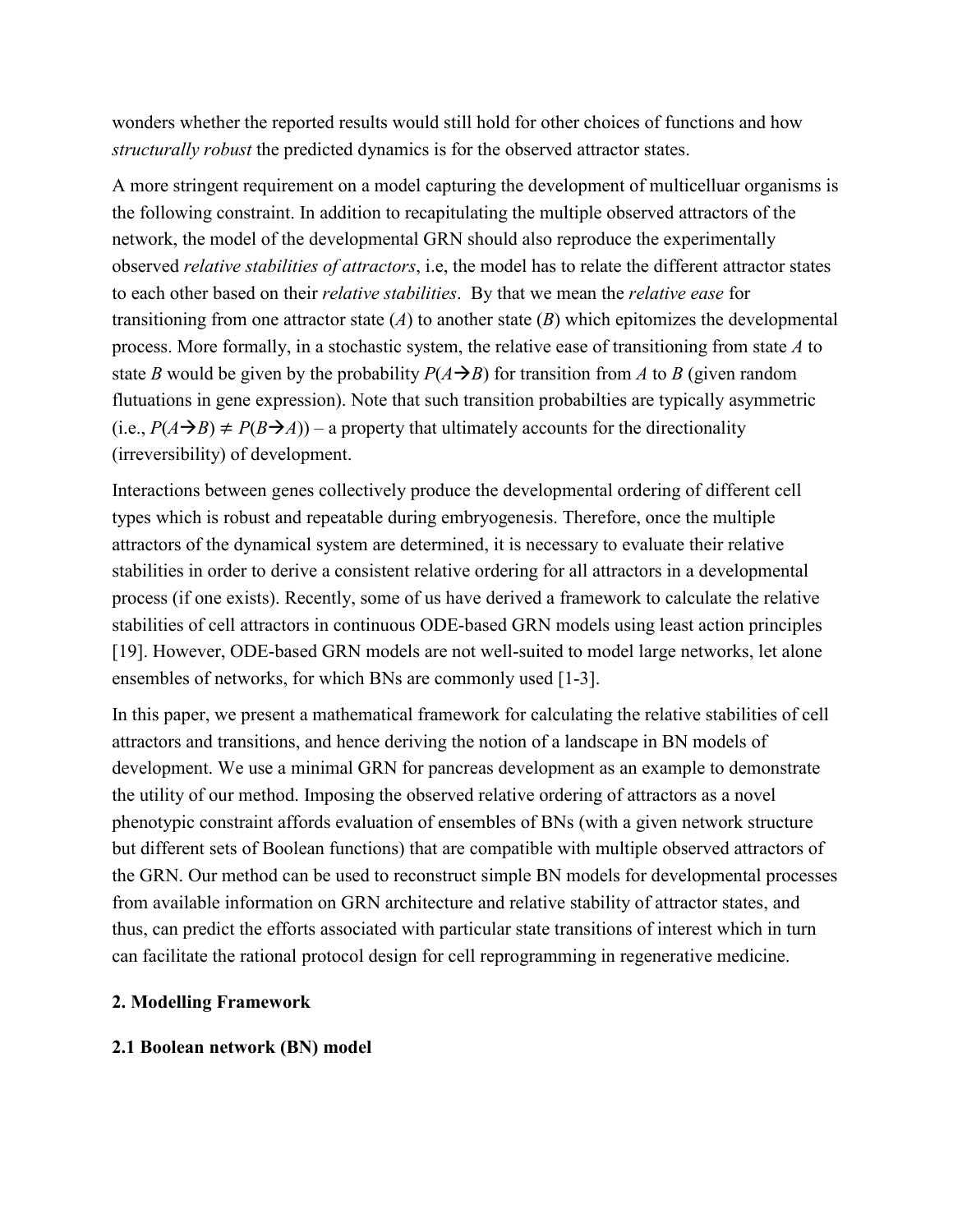wonders whether the reported results would still hold for other choices of functions and how *structurally robust* the predicted dynamics is for the observed attractor states.

A more stringent requirement on a model capturing the development of multicelluar organisms is the following constraint. In addition to recapitulating the multiple observed attractors of the network, the model of the developmental GRN should also reproduce the experimentally observed *relative stabilities of attractors*, i.e, the model has to relate the different attractor states to each other based on their *relative stabilities*. By that we mean the *relative ease* for transitioning from one attractor state (*A*) to another state (*B*) which epitomizes the developmental process. More formally, in a stochastic system, the relative ease of transitioning from state *A* to state *B* would be given by the probability $P(A \rightarrow B)$ for transition from *A* to *B* (given random flutuations in gene expression). Note that such transition probabilties are typically asymmetric (i.e., $P(A \rightarrow B) \neq P(B \rightarrow A)$) – a property that ultimately accounts for the directionality (irreversibility) of development.

Interactions between genes collectively produce the developmental ordering of different cell types which is robust and repeatable during embryogenesis. Therefore, once the multiple attractors of the dynamical system are determined, it is necessary to evaluate their relative stabilities in order to derive a consistent relative ordering for all attractors in a developmental process (if one exists). Recently, some of us have derived a framework to calculate the relative stabilities of cell attractors in continuous ODE-based GRN models using least action principles [19]. However, ODE-based GRN models are not well-suited to model large networks, let alone ensembles of networks, for which BNs are commonly used [1-3].

In this paper, we present a mathematical framework for calculating the relative stabilities of cell attractors and transitions, and hence deriving the notion of a landscape in BN models of development. We use a minimal GRN for pancreas development as an example to demonstrate the utility of our method. Imposing the observed relative ordering of attractors as a novel phenotypic constraint affords evaluation of ensembles of BNs (with a given network structure but different sets of Boolean functions) that are compatible with multiple observed attractors of the GRN. Our method can be used to reconstruct simple BN models for developmental processes from available information on GRN architecture and relative stability of attractor states, and thus, can predict the efforts associated with particular state transitions of interest which in turn can facilitate the rational protocol design for cell reprogramming in regenerative medicine.

## 2. Modelling Framework

### 2.1 Boolean network (BN) model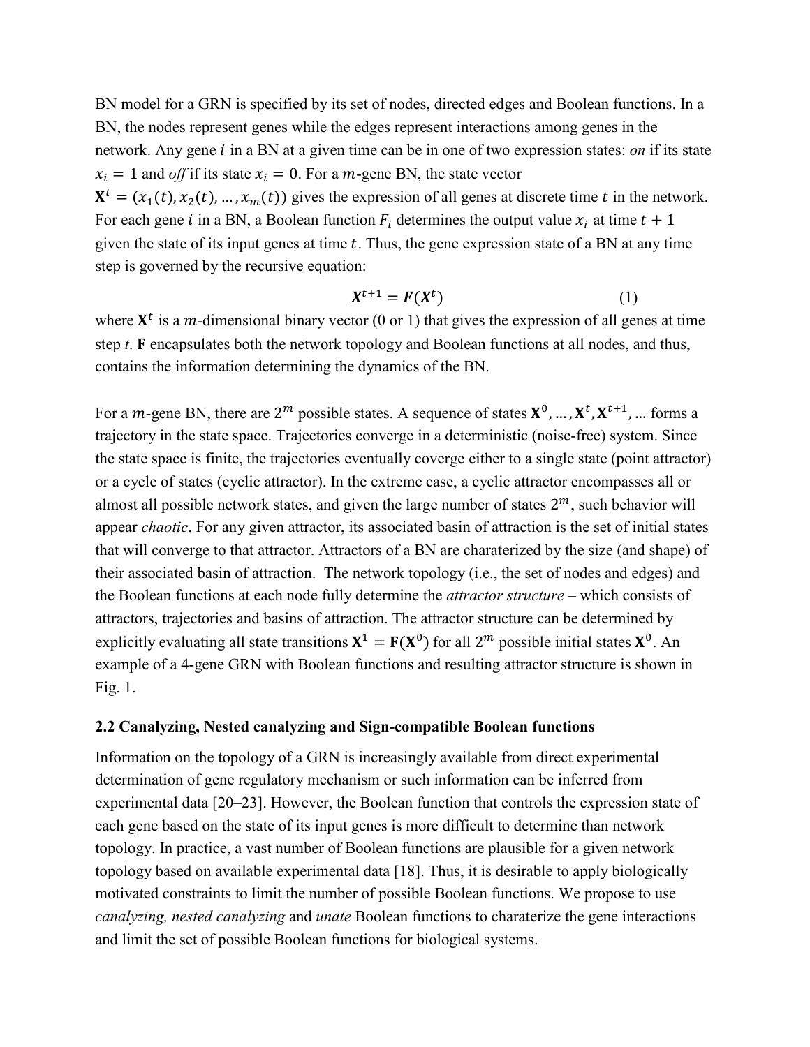BN model for a GRN is specified by its set of nodes, directed edges and Boolean functions. In a BN, the nodes represent genes while the edges represent interactions among genes in the network. Any gene $i$ in a BN at a given time can be in one of two expression states: *on* if its state $x_i = 1$ and *off* if its state $x_i = 0$. For a $m$-gene BN, the state vector $\mathbf{X}^t = (x_1(t), x_2(t), \ldots, x_m(t))$ gives the expression of all genes at discrete time $t$ in the network. For each gene $i$ in a BN, a Boolean function $F_i$ determines the output value $x_i$ at time $t + 1$ given the state of its input genes at time $t$. Thus, the gene expression state of a BN at any time step is governed by the recursive equation:

$$\boldsymbol{X}^{t+1} = \boldsymbol{F}(\boldsymbol{X}^t) \qquad (1)$$

where $\mathbf{X}^t$ is a $m$-dimensional binary vector (0 or 1) that gives the expression of all genes at time step *t*. **F** encapsulates both the network topology and Boolean functions at all nodes, and thus, contains the information determining the dynamics of the BN.

For a $m$-gene BN, there are $2^m$ possible states. A sequence of states $\mathbf{X}^0, \ldots, \mathbf{X}^t, \mathbf{X}^{t+1}, \ldots$ forms a trajectory in the state space. Trajectories converge in a deterministic (noise-free) system. Since the state space is finite, the trajectories eventually coverge either to a single state (point attractor) or a cycle of states (cyclic attractor). In the extreme case, a cyclic attractor encompasses all or almost all possible network states, and given the large number of states $2^m$, such behavior will appear *chaotic*. For any given attractor, its associated basin of attraction is the set of initial states that will converge to that attractor. Attractors of a BN are charaterized by the size (and shape) of their associated basin of attraction. The network topology (i.e., the set of nodes and edges) and the Boolean functions at each node fully determine the *attractor structure* – which consists of attractors, trajectories and basins of attraction. The attractor structure can be determined by explicitly evaluating all state transitions $\mathbf{X}^1 = \mathbf{F}(\mathbf{X}^0)$ for all $2^m$ possible initial states $\mathbf{X}^0$. An example of a 4-gene GRN with Boolean functions and resulting attractor structure is shown in Fig. 1.

### 2.2 Canalyzing, Nested canalyzing and Sign-compatible Boolean functions

Information on the topology of a GRN is increasingly available from direct experimental determination of gene regulatory mechanism or such information can be inferred from experimental data [20–23]. However, the Boolean function that controls the expression state of each gene based on the state of its input genes is more difficult to determine than network topology. In practice, a vast number of Boolean functions are plausible for a given network topology based on available experimental data [18]. Thus, it is desirable to apply biologically motivated constraints to limit the number of possible Boolean functions. We propose to use *canalyzing, nested canalyzing* and *unate* Boolean functions to charaterize the gene interactions and limit the set of possible Boolean functions for biological systems.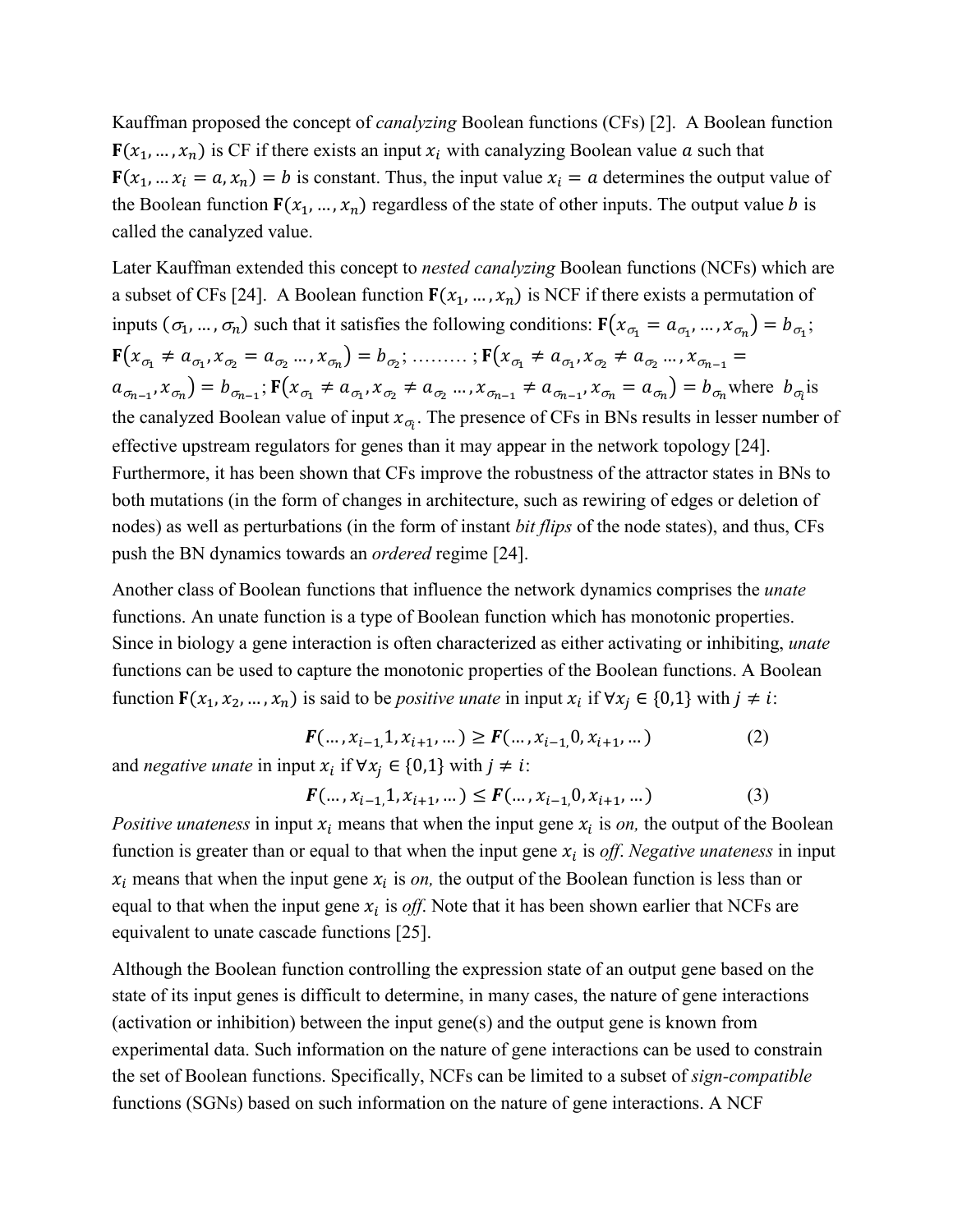Kauffman proposed the concept of *canalyzing* Boolean functions (CFs) [2]. A Boolean function $\mathbf{F}(x_1, \ldots, x_n)$ is CF if there exists an input $x_i$ with canalyzing Boolean value $a$ such that $\mathbf{F}(x_1, \ldots x_i = a, x_n) = b$ is constant. Thus, the input value $x_i = a$ determines the output value of the Boolean function $\mathbf{F}(x_1, \ldots, x_n)$ regardless of the state of other inputs. The output value $b$ is called the canalyzed value.

Later Kauffman extended this concept to *nested canalyzing* Boolean functions (NCFs) which are a subset of CFs [24]. A Boolean function $\mathbf{F}(x_1, \ldots, x_n)$ is NCF if there exists a permutation of inputs $(\sigma_1, \ldots, \sigma_n)$ such that it satisfies the following conditions: $\mathbf{F}(x_{\sigma_1} = a_{\sigma_1}, \ldots, x_{\sigma_n}) = b_{\sigma_1}$; $\mathbf{F}(x_{\sigma_1} \neq a_{\sigma_1}, x_{\sigma_2} = a_{\sigma_2} \ldots, x_{\sigma_n}) = b_{\sigma_2}$; ……… ; $\mathbf{F}(x_{\sigma_1} \neq a_{\sigma_1}, x_{\sigma_2} \neq a_{\sigma_2} \ldots, x_{\sigma_{n-1}} = a_{\sigma_{n-1}}, x_{\sigma_n}) = b_{\sigma_{n-1}}$; $\mathbf{F}(x_{\sigma_1} \neq a_{\sigma_1}, x_{\sigma_2} \neq a_{\sigma_2} \ldots, x_{\sigma_{n-1}} \neq a_{\sigma_{n-1}}, x_{\sigma_n} = a_{\sigma_n}) = b_{\sigma_n}$ where $b_{\sigma_i}$ is the canalyzed Boolean value of input $x_{\sigma_i}$. The presence of CFs in BNs results in lesser number of effective upstream regulators for genes than it may appear in the network topology [24]. Furthermore, it has been shown that CFs improve the robustness of the attractor states in BNs to both mutations (in the form of changes in architecture, such as rewiring of edges or deletion of nodes) as well as perturbations (in the form of instant *bit flips* of the node states), and thus, CFs push the BN dynamics towards an *ordered* regime [24].

Another class of Boolean functions that influence the network dynamics comprises the *unate* functions. An unate function is a type of Boolean function which has monotonic properties. Since in biology a gene interaction is often characterized as either activating or inhibiting, *unate* functions can be used to capture the monotonic properties of the Boolean functions. A Boolean function $\mathbf{F}(x_1, x_2, \ldots, x_n)$ is said to be *positive unate* in input $x_i$ if $\forall x_j \in \{0,1\}$ with $j \neq i$:

$$\boldsymbol{F}(\ldots, x_{i-1}, 1, x_{i+1}, \ldots) \geq \boldsymbol{F}(\ldots, x_{i-1}, 0, x_{i+1}, \ldots) \quad (2)$$

and *negative unate* in input $x_i$ if $\forall x_j \in \{0,1\}$ with $j \neq i$:

$$\boldsymbol{F}(\ldots, x_{i-1}, 1, x_{i+1}, \ldots) \leq \boldsymbol{F}(\ldots, x_{i-1}, 0, x_{i+1}, \ldots) \quad (3)$$

*Positive unateness* in input $x_i$ means that when the input gene $x_i$ is *on,* the output of the Boolean function is greater than or equal to that when the input gene $x_i$ is *off*. *Negative unateness* in input $x_i$ means that when the input gene $x_i$ is *on,* the output of the Boolean function is less than or equal to that when the input gene $x_i$ is *off*. Note that it has been shown earlier that NCFs are equivalent to unate cascade functions [25].

Although the Boolean function controlling the expression state of an output gene based on the state of its input genes is difficult to determine, in many cases, the nature of gene interactions (activation or inhibition) between the input gene(s) and the output gene is known from experimental data. Such information on the nature of gene interactions can be used to constrain the set of Boolean functions. Specifically, NCFs can be limited to a subset of *sign-compatible* functions (SGNs) based on such information on the nature of gene interactions. A NCF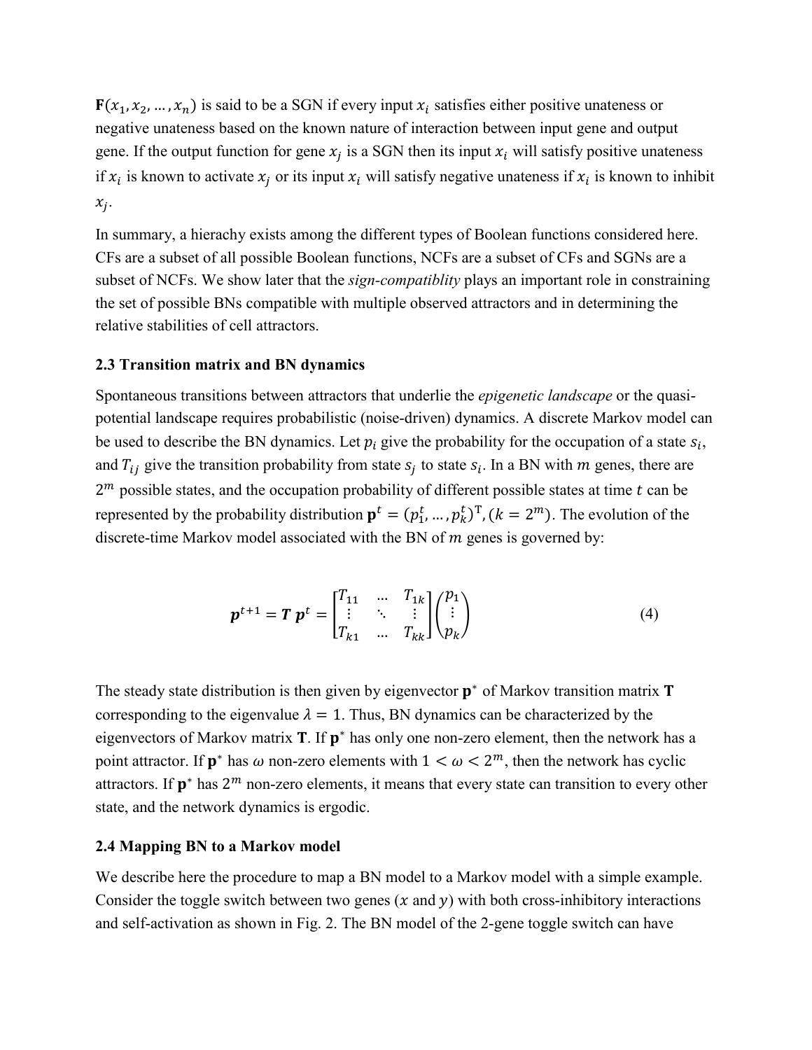$\mathbf{F}(x_1, x_2, \ldots, x_n)$ is said to be a SGN if every input $x_i$ satisfies either positive unateness or negative unateness based on the known nature of interaction between input gene and output gene. If the output function for gene $x_j$ is a SGN then its input $x_i$ will satisfy positive unateness if $x_i$ is known to activate $x_j$ or its input $x_i$ will satisfy negative unateness if $x_i$ is known to inhibit $x_j$.

In summary, a hierachy exists among the different types of Boolean functions considered here. CFs are a subset of all possible Boolean functions, NCFs are a subset of CFs and SGNs are a subset of NCFs. We show later that the *sign-compatiblity* plays an important role in constraining the set of possible BNs compatible with multiple observed attractors and in determining the relative stabilities of cell attractors.

### 2.3 Transition matrix and BN dynamics

Spontaneous transitions between attractors that underlie the *epigenetic landscape* or the quasi-potential landscape requires probabilistic (noise-driven) dynamics. A discrete Markov model can be used to describe the BN dynamics. Let $p_i$ give the probability for the occupation of a state $s_i$, and $T_{ij}$ give the transition probability from state $s_j$ to state $s_i$. In a BN with $m$ genes, there are $2^m$ possible states, and the occupation probability of different possible states at time $t$ can be represented by the probability distribution $\mathbf{p}^t = (p_1^t, \ldots, p_k^t)^{\mathrm{T}}, (k = 2^m)$. The evolution of the discrete-time Markov model associated with the BN of $m$ genes is governed by:

$$
\boldsymbol{p}^{t+1} = \boldsymbol{T}\, \boldsymbol{p}^t = \begin{bmatrix} T_{11} & \cdots & T_{1k} \\ \vdots & \ddots & \vdots \\ T_{k1} & \cdots & T_{kk} \end{bmatrix} \begin{pmatrix} p_1 \\ \vdots \\ p_k \end{pmatrix} \tag{4}
$$

The steady state distribution is then given by eigenvector $\mathbf{p}^*$ of Markov transition matrix $\mathbf{T}$ corresponding to the eigenvalue $\lambda = 1$. Thus, BN dynamics can be characterized by the eigenvectors of Markov matrix $\mathbf{T}$. If $\mathbf{p}^*$ has only one non-zero element, then the network has a point attractor. If $\mathbf{p}^*$ has $\omega$ non-zero elements with $1 < \omega < 2^m$, then the network has cyclic attractors. If $\mathbf{p}^*$ has $2^m$ non-zero elements, it means that every state can transition to every other state, and the network dynamics is ergodic.

### 2.4 Mapping BN to a Markov model

We describe here the procedure to map a BN model to a Markov model with a simple example. Consider the toggle switch between two genes ($x$ and $y$) with both cross-inhibitory interactions and self-activation as shown in Fig. 2. The BN model of the 2-gene toggle switch can have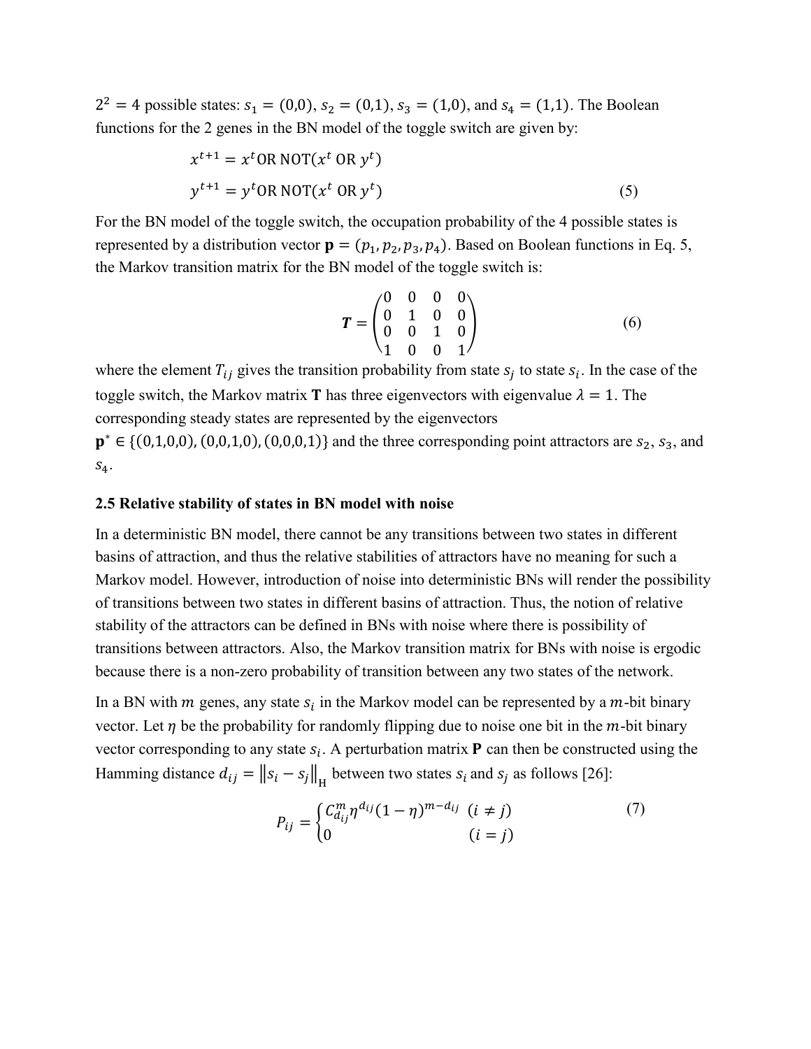$2^2 = 4$ possible states: $s_1 = (0,0)$, $s_2 = (0,1)$, $s_3 = (1,0)$, and $s_4 = (1,1)$. The Boolean functions for the 2 genes in the BN model of the toggle switch are given by:

$$
\begin{aligned}
x^{t+1} &= x^t \,\mathrm{OR}\; \mathrm{NOT}(x^t \;\mathrm{OR}\; y^t) \\
y^{t+1} &= y^t \,\mathrm{OR}\; \mathrm{NOT}(x^t \;\mathrm{OR}\; y^t)
\end{aligned}
\tag{5}
$$

For the BN model of the toggle switch, the occupation probability of the 4 possible states is represented by a distribution vector $\mathbf{p} = (p_1, p_2, p_3, p_4)$. Based on Boolean functions in Eq. 5, the Markov transition matrix for the BN model of the toggle switch is:

$$
\boldsymbol{T} = \begin{pmatrix} 0 & 0 & 0 & 0 \\ 0 & 1 & 0 & 0 \\ 0 & 0 & 1 & 0 \\ 1 & 0 & 0 & 1 \end{pmatrix} \tag{6}
$$

where the element $T_{ij}$ gives the transition probability from state $s_j$ to state $s_i$. In the case of the toggle switch, the Markov matrix $\mathbf{T}$ has three eigenvectors with eigenvalue $\lambda = 1$. The corresponding steady states are represented by the eigenvectors $\mathbf{p}^* \in \{(0,1,0,0), (0,0,1,0), (0,0,0,1)\}$ and the three corresponding point attractors are $s_2$, $s_3$, and $s_4$.

### 2.5 Relative stability of states in BN model with noise

In a deterministic BN model, there cannot be any transitions between two states in different basins of attraction, and thus the relative stabilities of attractors have no meaning for such a Markov model. However, introduction of noise into deterministic BNs will render the possibility of transitions between two states in different basins of attraction. Thus, the notion of relative stability of the attractors can be defined in BNs with noise where there is possibility of transitions between attractors. Also, the Markov transition matrix for BNs with noise is ergodic because there is a non-zero probability of transition between any two states of the network.

In a BN with $m$ genes, any state $s_i$ in the Markov model can be represented by a $m$-bit binary vector. Let $\eta$ be the probability for randomly flipping due to noise one bit in the $m$-bit binary vector corresponding to any state $s_i$. A perturbation matrix $\mathbf{P}$ can then be constructed using the Hamming distance $d_{ij} = \left\|s_i - s_j\right\|_{\mathrm{H}}$ between two states $s_i$ and $s_j$ as follows [26]:

$$
P_{ij} = \begin{cases} C_{d_{ij}}^{m} \eta^{d_{ij}} (1-\eta)^{m-d_{ij}} & (i \neq j) \\ 0 & (i = j) \end{cases} \tag{7}
$$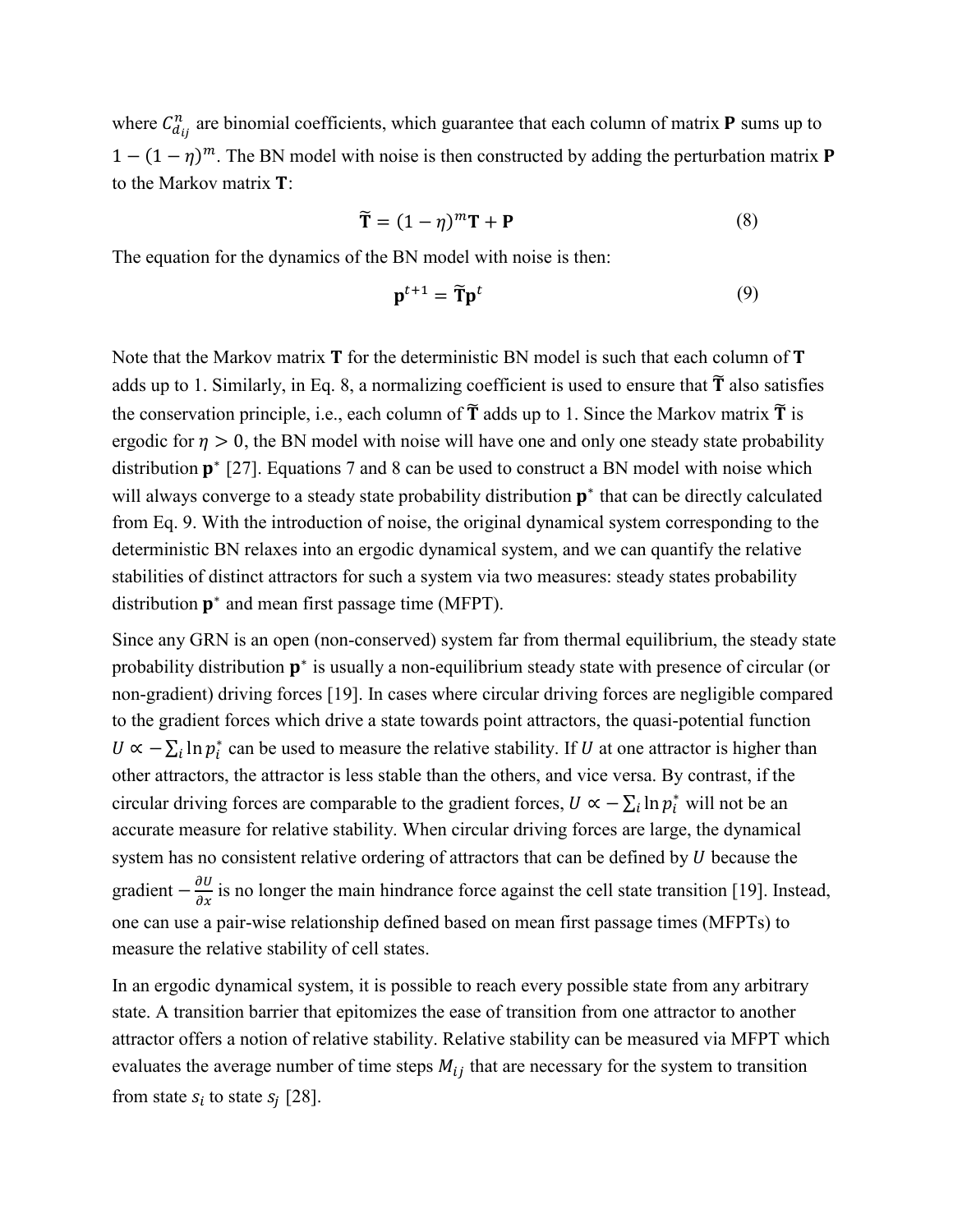where $C^n_{d_{ij}}$ are binomial coefficients, which guarantee that each column of matrix $\mathbf{P}$ sums up to $1-(1-\eta)^m$. The BN model with noise is then constructed by adding the perturbation matrix $\mathbf{P}$ to the Markov matrix $\mathbf{T}$:

$$\widetilde{\mathbf{T}} = (1-\eta)^m \mathbf{T} + \mathbf{P} \tag{8}$$

The equation for the dynamics of the BN model with noise is then:

$$\mathbf{p}^{t+1} = \widetilde{\mathbf{T}} \mathbf{p}^t \tag{9}$$

Note that the Markov matrix $\mathbf{T}$ for the deterministic BN model is such that each column of $\mathbf{T}$ adds up to 1. Similarly, in Eq. 8, a normalizing coefficient is used to ensure that $\widetilde{\mathbf{T}}$ also satisfies the conservation principle, i.e., each column of $\widetilde{\mathbf{T}}$ adds up to 1. Since the Markov matrix $\widetilde{\mathbf{T}}$ is ergodic for $\eta > 0$, the BN model with noise will have one and only one steady state probability distribution $\mathbf{p}^*$ [27]. Equations 7 and 8 can be used to construct a BN model with noise which will always converge to a steady state probability distribution $\mathbf{p}^*$ that can be directly calculated from Eq. 9. With the introduction of noise, the original dynamical system corresponding to the deterministic BN relaxes into an ergodic dynamical system, and we can quantify the relative stabilities of distinct attractors for such a system via two measures: steady states probability distribution $\mathbf{p}^*$ and mean first passage time (MFPT).

Since any GRN is an open (non-conserved) system far from thermal equilibrium, the steady state probability distribution $\mathbf{p}^*$ is usually a non-equilibrium steady state with presence of circular (or non-gradient) driving forces [19]. In cases where circular driving forces are negligible compared to the gradient forces which drive a state towards point attractors, the quasi-potential function $U \propto -\sum_i \ln p_i^*$ can be used to measure the relative stability. If $U$ at one attractor is higher than other attractors, the attractor is less stable than the others, and vice versa. By contrast, if the circular driving forces are comparable to the gradient forces, $U \propto -\sum_i \ln p_i^*$ will not be an accurate measure for relative stability. When circular driving forces are large, the dynamical system has no consistent relative ordering of attractors that can be defined by $U$ because the gradient $-\frac{\partial U}{\partial x}$ is no longer the main hindrance force against the cell state transition [19]. Instead, one can use a pair-wise relationship defined based on mean first passage times (MFPTs) to measure the relative stability of cell states.

In an ergodic dynamical system, it is possible to reach every possible state from any arbitrary state. A transition barrier that epitomizes the ease of transition from one attractor to another attractor offers a notion of relative stability. Relative stability can be measured via MFPT which evaluates the average number of time steps $M_{ij}$ that are necessary for the system to transition from state $s_i$ to state $s_j$ [28].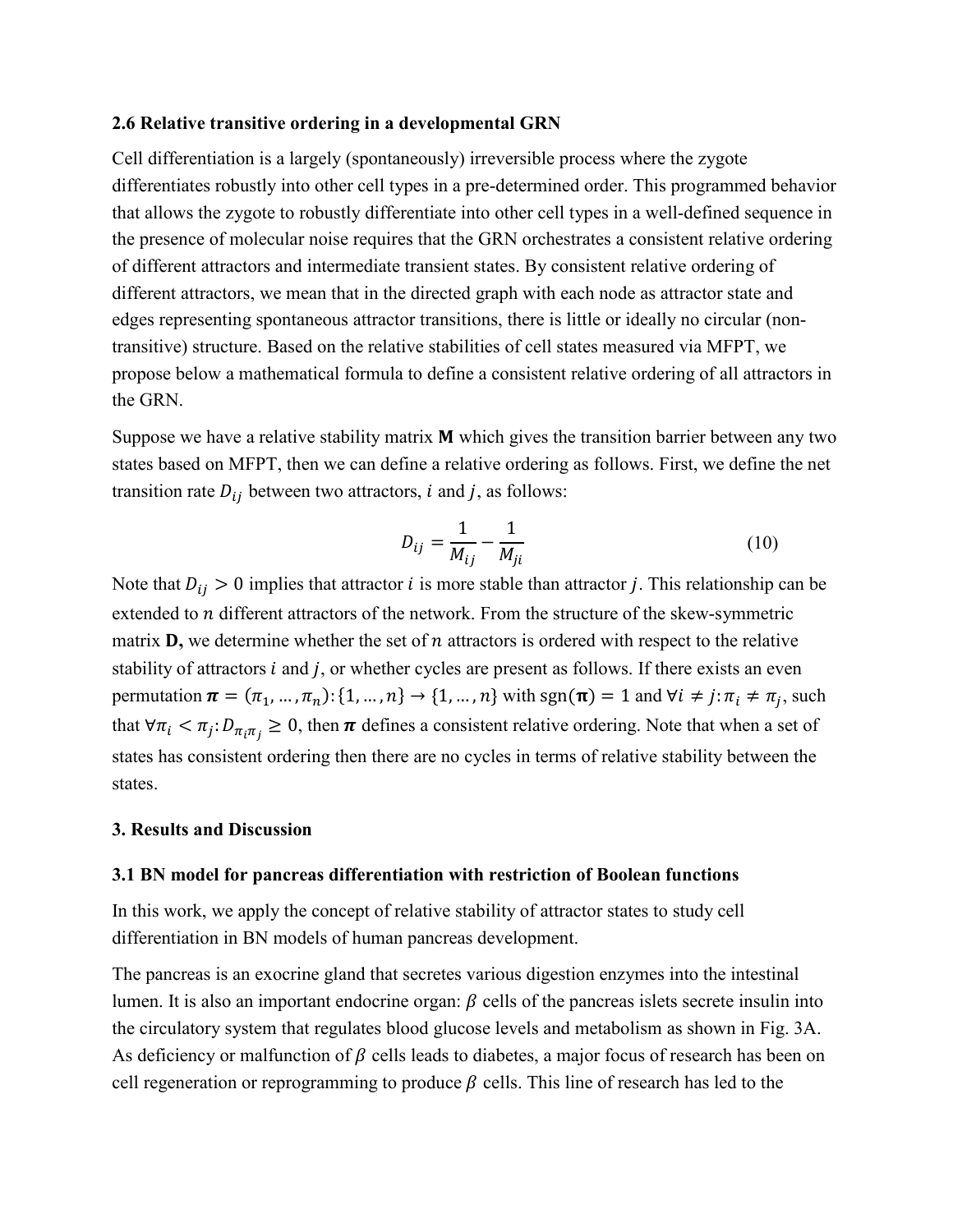### 2.6 Relative transitive ordering in a developmental GRN

Cell differentiation is a largely (spontaneously) irreversible process where the zygote differentiates robustly into other cell types in a pre-determined order. This programmed behavior that allows the zygote to robustly differentiate into other cell types in a well-defined sequence in the presence of molecular noise requires that the GRN orchestrates a consistent relative ordering of different attractors and intermediate transient states. By consistent relative ordering of different attractors, we mean that in the directed graph with each node as attractor state and edges representing spontaneous attractor transitions, there is little or ideally no circular (non-transitive) structure. Based on the relative stabilities of cell states measured via MFPT, we propose below a mathematical formula to define a consistent relative ordering of all attractors in the GRN.

Suppose we have a relative stability matrix **M** which gives the transition barrier between any two states based on MFPT, then we can define a relative ordering as follows. First, we define the net transition rate $D_{ij}$ between two attractors, $i$ and $j$, as follows:

$$D_{ij} = \frac{1}{M_{ij}} - \frac{1}{M_{ji}} \tag{10}$$

Note that $D_{ij} > 0$ implies that attractor $i$ is more stable than attractor $j$. This relationship can be extended to $n$ different attractors of the network. From the structure of the skew-symmetric matrix **D,** we determine whether the set of $n$ attractors is ordered with respect to the relative stability of attractors $i$ and $j$, or whether cycles are present as follows. If there exists an even permutation $\boldsymbol{\pi} = (\pi_1, \ldots, \pi_n): \{1, \ldots, n\} \rightarrow \{1, \ldots, n\}$ with $\text{sgn}(\boldsymbol{\pi}) = 1$ and $\forall i \neq j: \pi_i \neq \pi_j$, such that $\forall \pi_i < \pi_j: D_{\pi_i \pi_j} \geq 0$, then $\boldsymbol{\pi}$ defines a consistent relative ordering. Note that when a set of states has consistent ordering then there are no cycles in terms of relative stability between the states.

## 3. Results and Discussion

### 3.1 BN model for pancreas differentiation with restriction of Boolean functions

In this work, we apply the concept of relative stability of attractor states to study cell differentiation in BN models of human pancreas development.

The pancreas is an exocrine gland that secretes various digestion enzymes into the intestinal lumen. It is also an important endocrine organ: $\beta$ cells of the pancreas islets secrete insulin into the circulatory system that regulates blood glucose levels and metabolism as shown in Fig. 3A. As deficiency or malfunction of $\beta$ cells leads to diabetes, a major focus of research has been on cell regeneration or reprogramming to produce $\beta$ cells. This line of research has led to the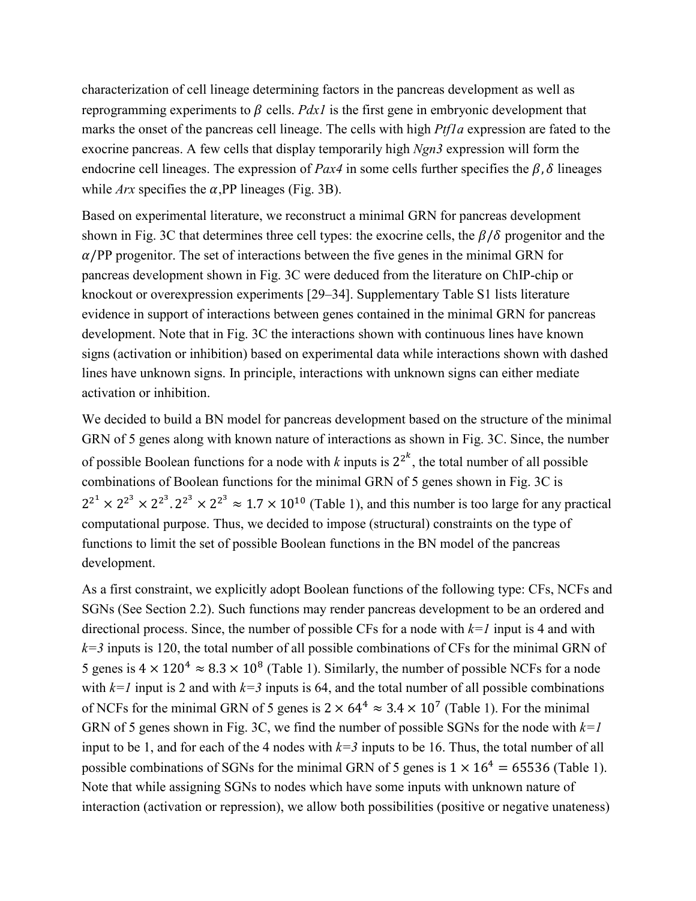characterization of cell lineage determining factors in the pancreas development as well as reprogramming experiments to $\beta$ cells. *Pdx1* is the first gene in embryonic development that marks the onset of the pancreas cell lineage. The cells with high *Ptf1a* expression are fated to the exocrine pancreas. A few cells that display temporarily high *Ngn3* expression will form the endocrine cell lineages. The expression of *Pax4* in some cells further specifies the $\beta, \delta$ lineages while *Arx* specifies the $\alpha$,PP lineages (Fig. 3B).

Based on experimental literature, we reconstruct a minimal GRN for pancreas development shown in Fig. 3C that determines three cell types: the exocrine cells, the $\beta/\delta$ progenitor and the $\alpha$/PP progenitor. The set of interactions between the five genes in the minimal GRN for pancreas development shown in Fig. 3C were deduced from the literature on ChIP-chip or knockout or overexpression experiments [29–34]. Supplementary Table S1 lists literature evidence in support of interactions between genes contained in the minimal GRN for pancreas development. Note that in Fig. 3C the interactions shown with continuous lines have known signs (activation or inhibition) based on experimental data while interactions shown with dashed lines have unknown signs. In principle, interactions with unknown signs can either mediate activation or inhibition.

We decided to build a BN model for pancreas development based on the structure of the minimal GRN of 5 genes along with known nature of interactions as shown in Fig. 3C. Since, the number of possible Boolean functions for a node with *k* inputs is $2^{2^k}$, the total number of all possible combinations of Boolean functions for the minimal GRN of 5 genes shown in Fig. 3C is $2^{2^1} \times 2^{2^3} \times 2^{2^3} . 2^{2^3} \times 2^{2^3} \approx 1.7 \times 10^{10}$ (Table 1), and this number is too large for any practical computational purpose. Thus, we decided to impose (structural) constraints on the type of functions to limit the set of possible Boolean functions in the BN model of the pancreas development.

As a first constraint, we explicitly adopt Boolean functions of the following type: CFs, NCFs and SGNs (See Section 2.2). Such functions may render pancreas development to be an ordered and directional process. Since, the number of possible CFs for a node with *k=1* input is 4 and with *k=3* inputs is 120, the total number of all possible combinations of CFs for the minimal GRN of 5 genes is $4 \times 120^4 \approx 8.3 \times 10^8$ (Table 1). Similarly, the number of possible NCFs for a node with *k=1* input is 2 and with *k=3* inputs is 64, and the total number of all possible combinations of NCFs for the minimal GRN of 5 genes is $2 \times 64^4 \approx 3.4 \times 10^7$ (Table 1). For the minimal GRN of 5 genes shown in Fig. 3C, we find the number of possible SGNs for the node with *k=1* input to be 1, and for each of the 4 nodes with *k=3* inputs to be 16. Thus, the total number of all possible combinations of SGNs for the minimal GRN of 5 genes is $1 \times 16^4 = 65536$ (Table 1). Note that while assigning SGNs to nodes which have some inputs with unknown nature of interaction (activation or repression), we allow both possibilities (positive or negative unateness)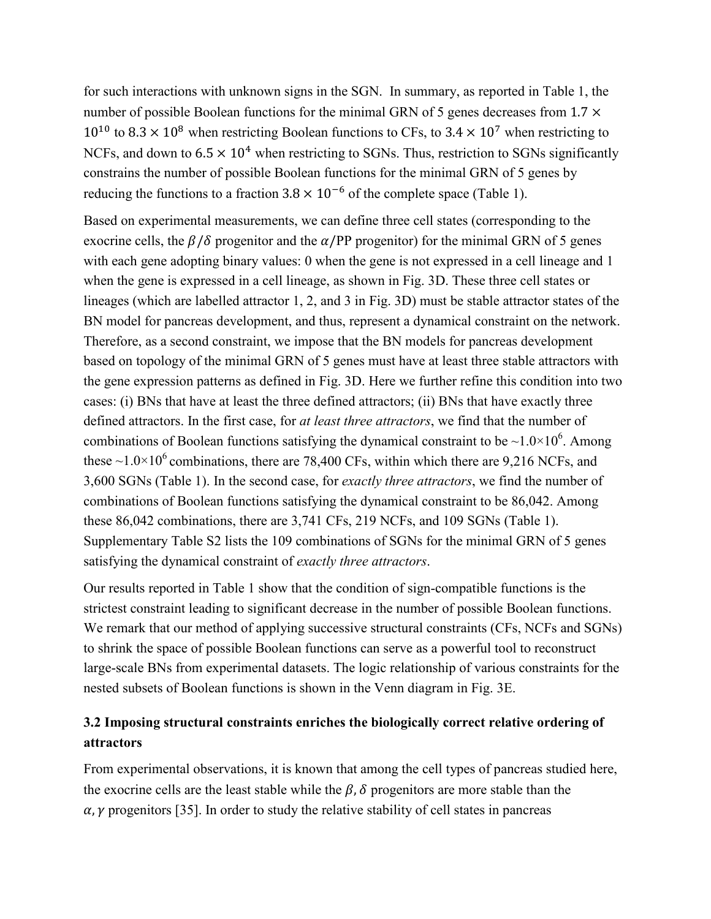for such interactions with unknown signs in the SGN. In summary, as reported in Table 1, the number of possible Boolean functions for the minimal GRN of 5 genes decreases from $1.7 \times 10^{10}$ to $8.3 \times 10^{8}$ when restricting Boolean functions to CFs, to $3.4 \times 10^{7}$ when restricting to NCFs, and down to $6.5 \times 10^{4}$ when restricting to SGNs. Thus, restriction to SGNs significantly constrains the number of possible Boolean functions for the minimal GRN of 5 genes by reducing the functions to a fraction $3.8 \times 10^{-6}$ of the complete space (Table 1).

Based on experimental measurements, we can define three cell states (corresponding to the exocrine cells, the $\beta/\delta$ progenitor and the $\alpha$/PP progenitor) for the minimal GRN of 5 genes with each gene adopting binary values: 0 when the gene is not expressed in a cell lineage and 1 when the gene is expressed in a cell lineage, as shown in Fig. 3D. These three cell states or lineages (which are labelled attractor 1, 2, and 3 in Fig. 3D) must be stable attractor states of the BN model for pancreas development, and thus, represent a dynamical constraint on the network. Therefore, as a second constraint, we impose that the BN models for pancreas development based on topology of the minimal GRN of 5 genes must have at least three stable attractors with the gene expression patterns as defined in Fig. 3D. Here we further refine this condition into two cases: (i) BNs that have at least the three defined attractors; (ii) BNs that have exactly three defined attractors. In the first case, for *at least three attractors*, we find that the number of combinations of Boolean functions satisfying the dynamical constraint to be $\sim 1.0 \times 10^{6}$. Among these $\sim 1.0 \times 10^{6}$ combinations, there are 78,400 CFs, within which there are 9,216 NCFs, and 3,600 SGNs (Table 1). In the second case, for *exactly three attractors*, we find the number of combinations of Boolean functions satisfying the dynamical constraint to be 86,042. Among these 86,042 combinations, there are 3,741 CFs, 219 NCFs, and 109 SGNs (Table 1). Supplementary Table S2 lists the 109 combinations of SGNs for the minimal GRN of 5 genes satisfying the dynamical constraint of *exactly three attractors*.

Our results reported in Table 1 show that the condition of sign-compatible functions is the strictest constraint leading to significant decrease in the number of possible Boolean functions. We remark that our method of applying successive structural constraints (CFs, NCFs and SGNs) to shrink the space of possible Boolean functions can serve as a powerful tool to reconstruct large-scale BNs from experimental datasets. The logic relationship of various constraints for the nested subsets of Boolean functions is shown in the Venn diagram in Fig. 3E.

### 3.2 Imposing structural constraints enriches the biologically correct relative ordering of attractors

From experimental observations, it is known that among the cell types of pancreas studied here, the exocrine cells are the least stable while the $\beta, \delta$ progenitors are more stable than the $\alpha, \gamma$ progenitors [35]. In order to study the relative stability of cell states in pancreas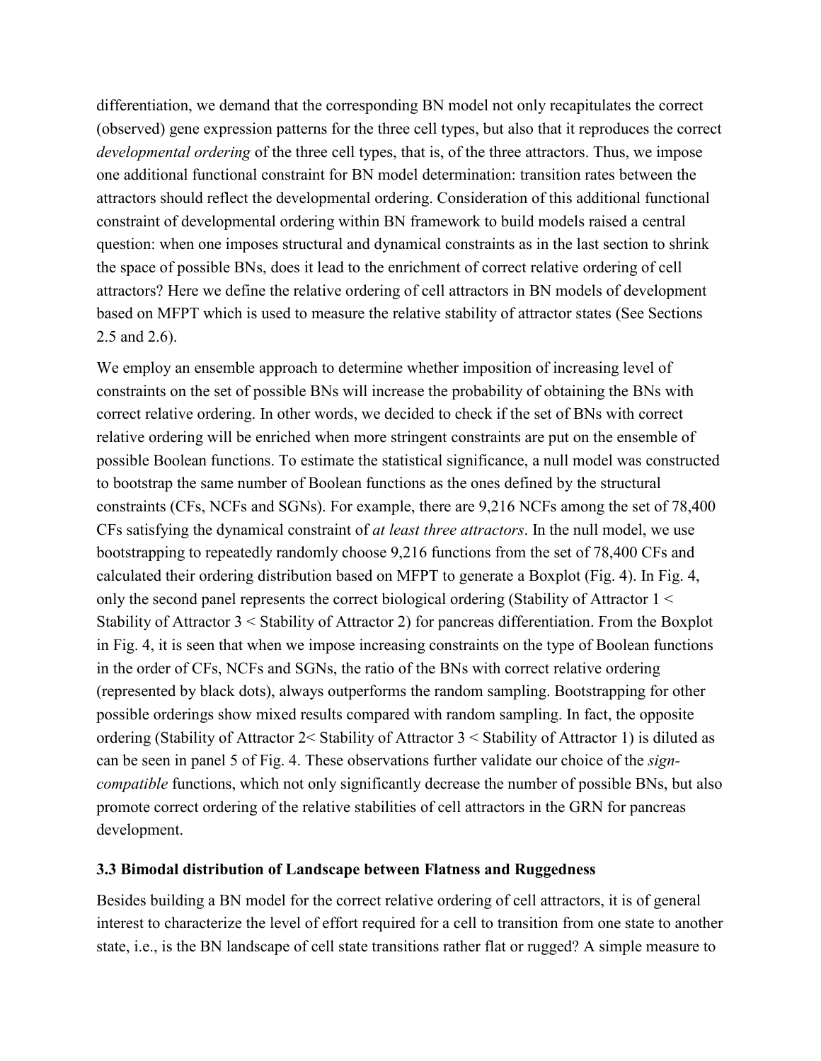differentiation, we demand that the corresponding BN model not only recapitulates the correct (observed) gene expression patterns for the three cell types, but also that it reproduces the correct *developmental ordering* of the three cell types, that is, of the three attractors. Thus, we impose one additional functional constraint for BN model determination: transition rates between the attractors should reflect the developmental ordering. Consideration of this additional functional constraint of developmental ordering within BN framework to build models raised a central question: when one imposes structural and dynamical constraints as in the last section to shrink the space of possible BNs, does it lead to the enrichment of correct relative ordering of cell attractors? Here we define the relative ordering of cell attractors in BN models of development based on MFPT which is used to measure the relative stability of attractor states (See Sections 2.5 and 2.6).

We employ an ensemble approach to determine whether imposition of increasing level of constraints on the set of possible BNs will increase the probability of obtaining the BNs with correct relative ordering. In other words, we decided to check if the set of BNs with correct relative ordering will be enriched when more stringent constraints are put on the ensemble of possible Boolean functions. To estimate the statistical significance, a null model was constructed to bootstrap the same number of Boolean functions as the ones defined by the structural constraints (CFs, NCFs and SGNs). For example, there are 9,216 NCFs among the set of 78,400 CFs satisfying the dynamical constraint of *at least three attractors*. In the null model, we use bootstrapping to repeatedly randomly choose 9,216 functions from the set of 78,400 CFs and calculated their ordering distribution based on MFPT to generate a Boxplot (Fig. 4). In Fig. 4, only the second panel represents the correct biological ordering (Stability of Attractor 1 < Stability of Attractor 3 < Stability of Attractor 2) for pancreas differentiation. From the Boxplot in Fig. 4, it is seen that when we impose increasing constraints on the type of Boolean functions in the order of CFs, NCFs and SGNs, the ratio of the BNs with correct relative ordering (represented by black dots), always outperforms the random sampling. Bootstrapping for other possible orderings show mixed results compared with random sampling. In fact, the opposite ordering (Stability of Attractor 2< Stability of Attractor 3 < Stability of Attractor 1) is diluted as can be seen in panel 5 of Fig. 4. These observations further validate our choice of the *sign-compatible* functions, which not only significantly decrease the number of possible BNs, but also promote correct ordering of the relative stabilities of cell attractors in the GRN for pancreas development.

### 3.3 Bimodal distribution of Landscape between Flatness and Ruggedness

Besides building a BN model for the correct relative ordering of cell attractors, it is of general interest to characterize the level of effort required for a cell to transition from one state to another state, i.e., is the BN landscape of cell state transitions rather flat or rugged? A simple measure to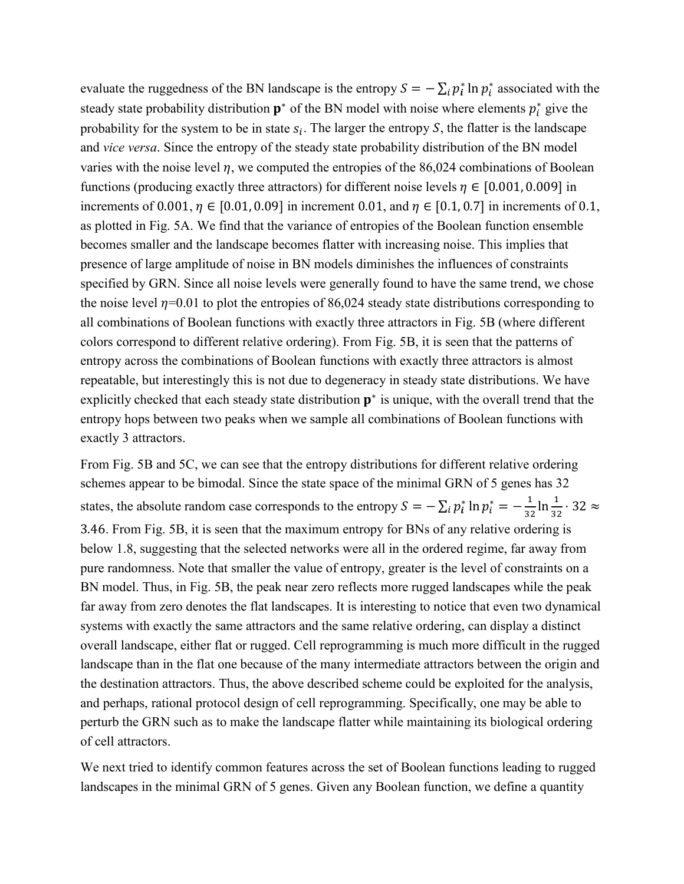evaluate the ruggedness of the BN landscape is the entropy $S = -\sum_i p_i^* \ln p_i^*$ associated with the steady state probability distribution $\mathbf{p}^*$ of the BN model with noise where elements $p_i^*$ give the probability for the system to be in state $s_i$. The larger the entropy $S$, the flatter is the landscape and *vice versa*. Since the entropy of the steady state probability distribution of the BN model varies with the noise level $\eta$, we computed the entropies of the 86,024 combinations of Boolean functions (producing exactly three attractors) for different noise levels $\eta \in [0.001, 0.009]$ in increments of $0.001$, $\eta \in [0.01, 0.09]$ in increment $0.01$, and $\eta \in [0.1, 0.7]$ in increments of $0.1$, as plotted in Fig. 5A. We find that the variance of entropies of the Boolean function ensemble becomes smaller and the landscape becomes flatter with increasing noise. This implies that presence of large amplitude of noise in BN models diminishes the influences of constraints specified by GRN. Since all noise levels were generally found to have the same trend, we chose the noise level $\eta$=0.01 to plot the entropies of 86,024 steady state distributions corresponding to all combinations of Boolean functions with exactly three attractors in Fig. 5B (where different colors correspond to different relative ordering). From Fig. 5B, it is seen that the patterns of entropy across the combinations of Boolean functions with exactly three attractors is almost repeatable, but interestingly this is not due to degeneracy in steady state distributions. We have explicitly checked that each steady state distribution $\mathbf{p}^*$ is unique, with the overall trend that the entropy hops between two peaks when we sample all combinations of Boolean functions with exactly 3 attractors.

From Fig. 5B and 5C, we can see that the entropy distributions for different relative ordering schemes appear to be bimodal. Since the state space of the minimal GRN of 5 genes has 32 states, the absolute random case corresponds to the entropy $S = -\sum_i p_i^* \ln p_i^* = -\frac{1}{32}\ln\frac{1}{32} \cdot 32 \approx 3.46$. From Fig. 5B, it is seen that the maximum entropy for BNs of any relative ordering is below 1.8, suggesting that the selected networks were all in the ordered regime, far away from pure randomness. Note that smaller the value of entropy, greater is the level of constraints on a BN model. Thus, in Fig. 5B, the peak near zero reflects more rugged landscapes while the peak far away from zero denotes the flat landscapes. It is interesting to notice that even two dynamical systems with exactly the same attractors and the same relative ordering, can display a distinct overall landscape, either flat or rugged. Cell reprogramming is much more difficult in the rugged landscape than in the flat one because of the many intermediate attractors between the origin and the destination attractors. Thus, the above described scheme could be exploited for the analysis, and perhaps, rational protocol design of cell reprogramming. Specifically, one may be able to perturb the GRN such as to make the landscape flatter while maintaining its biological ordering of cell attractors.

We next tried to identify common features across the set of Boolean functions leading to rugged landscapes in the minimal GRN of 5 genes. Given any Boolean function, we define a quantity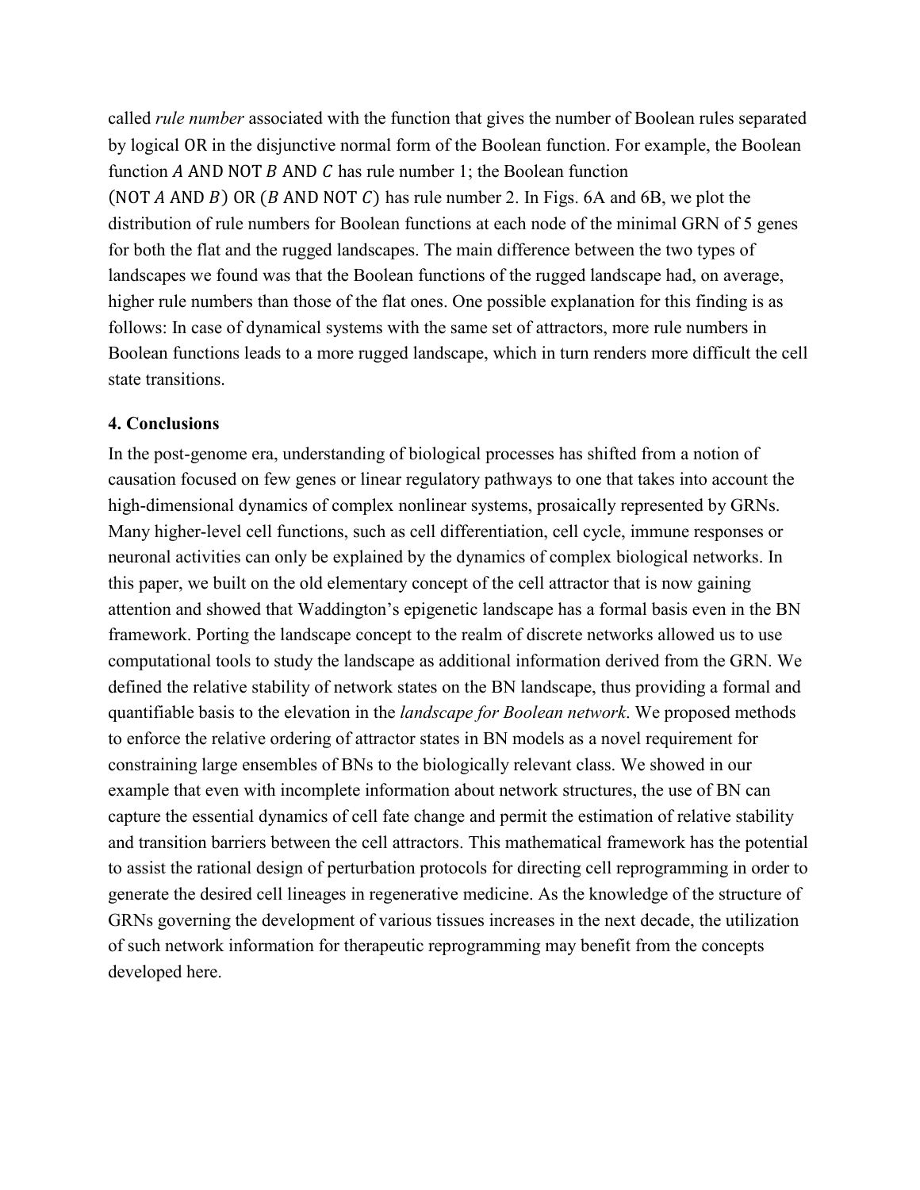called *rule number* associated with the function that gives the number of Boolean rules separated by logical OR in the disjunctive normal form of the Boolean function. For example, the Boolean function $A$ AND NOT $B$ AND $C$ has rule number 1; the Boolean function (NOT $A$ AND $B$) OR ($B$ AND NOT $C$) has rule number 2. In Figs. 6A and 6B, we plot the distribution of rule numbers for Boolean functions at each node of the minimal GRN of 5 genes for both the flat and the rugged landscapes. The main difference between the two types of landscapes we found was that the Boolean functions of the rugged landscape had, on average, higher rule numbers than those of the flat ones. One possible explanation for this finding is as follows: In case of dynamical systems with the same set of attractors, more rule numbers in Boolean functions leads to a more rugged landscape, which in turn renders more difficult the cell state transitions.

## 4. Conclusions

In the post-genome era, understanding of biological processes has shifted from a notion of causation focused on few genes or linear regulatory pathways to one that takes into account the high-dimensional dynamics of complex nonlinear systems, prosaically represented by GRNs. Many higher-level cell functions, such as cell differentiation, cell cycle, immune responses or neuronal activities can only be explained by the dynamics of complex biological networks. In this paper, we built on the old elementary concept of the cell attractor that is now gaining attention and showed that Waddington's epigenetic landscape has a formal basis even in the BN framework. Porting the landscape concept to the realm of discrete networks allowed us to use computational tools to study the landscape as additional information derived from the GRN. We defined the relative stability of network states on the BN landscape, thus providing a formal and quantifiable basis to the elevation in the *landscape for Boolean network*. We proposed methods to enforce the relative ordering of attractor states in BN models as a novel requirement for constraining large ensembles of BNs to the biologically relevant class. We showed in our example that even with incomplete information about network structures, the use of BN can capture the essential dynamics of cell fate change and permit the estimation of relative stability and transition barriers between the cell attractors. This mathematical framework has the potential to assist the rational design of perturbation protocols for directing cell reprogramming in order to generate the desired cell lineages in regenerative medicine. As the knowledge of the structure of GRNs governing the development of various tissues increases in the next decade, the utilization of such network information for therapeutic reprogramming may benefit from the concepts developed here.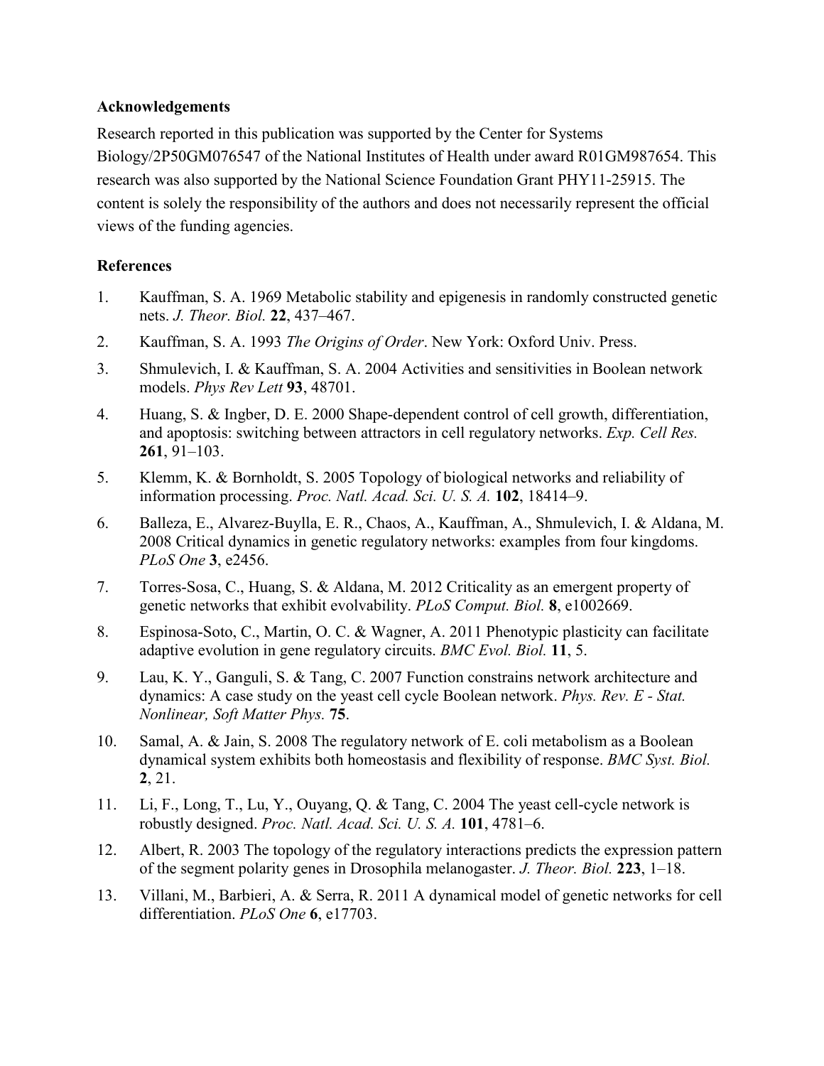**Acknowledgements**

Research reported in this publication was supported by the Center for Systems Biology/2P50GM076547 of the National Institutes of Health under award R01GM987654. This research was also supported by the National Science Foundation Grant PHY11-25915. The content is solely the responsibility of the authors and does not necessarily represent the official views of the funding agencies.

**References**

1. Kauffman, S. A. 1969 Metabolic stability and epigenesis in randomly constructed genetic nets. *J. Theor. Biol.* **22**, 437–467.
2. Kauffman, S. A. 1993 *The Origins of Order*. New York: Oxford Univ. Press.
3. Shmulevich, I. & Kauffman, S. A. 2004 Activities and sensitivities in Boolean network models. *Phys Rev Lett* **93**, 48701.
4. Huang, S. & Ingber, D. E. 2000 Shape-dependent control of cell growth, differentiation, and apoptosis: switching between attractors in cell regulatory networks. *Exp. Cell Res.* **261**, 91–103.
5. Klemm, K. & Bornholdt, S. 2005 Topology of biological networks and reliability of information processing. *Proc. Natl. Acad. Sci. U. S. A.* **102**, 18414–9.
6. Balleza, E., Alvarez-Buylla, E. R., Chaos, A., Kauffman, A., Shmulevich, I. & Aldana, M. 2008 Critical dynamics in genetic regulatory networks: examples from four kingdoms. *PLoS One* **3**, e2456.
7. Torres-Sosa, C., Huang, S. & Aldana, M. 2012 Criticality as an emergent property of genetic networks that exhibit evolvability. *PLoS Comput. Biol.* **8**, e1002669.
8. Espinosa-Soto, C., Martin, O. C. & Wagner, A. 2011 Phenotypic plasticity can facilitate adaptive evolution in gene regulatory circuits. *BMC Evol. Biol.* **11**, 5.
9. Lau, K. Y., Ganguli, S. & Tang, C. 2007 Function constrains network architecture and dynamics: A case study on the yeast cell cycle Boolean network. *Phys. Rev. E - Stat. Nonlinear, Soft Matter Phys.* **75**.
10. Samal, A. & Jain, S. 2008 The regulatory network of E. coli metabolism as a Boolean dynamical system exhibits both homeostasis and flexibility of response. *BMC Syst. Biol.* **2**, 21.
11. Li, F., Long, T., Lu, Y., Ouyang, Q. & Tang, C. 2004 The yeast cell-cycle network is robustly designed. *Proc. Natl. Acad. Sci. U. S. A.* **101**, 4781–6.
12. Albert, R. 2003 The topology of the regulatory interactions predicts the expression pattern of the segment polarity genes in Drosophila melanogaster. *J. Theor. Biol.* **223**, 1–18.
13. Villani, M., Barbieri, A. & Serra, R. 2011 A dynamical model of genetic networks for cell differentiation. *PLoS One* **6**, e17703.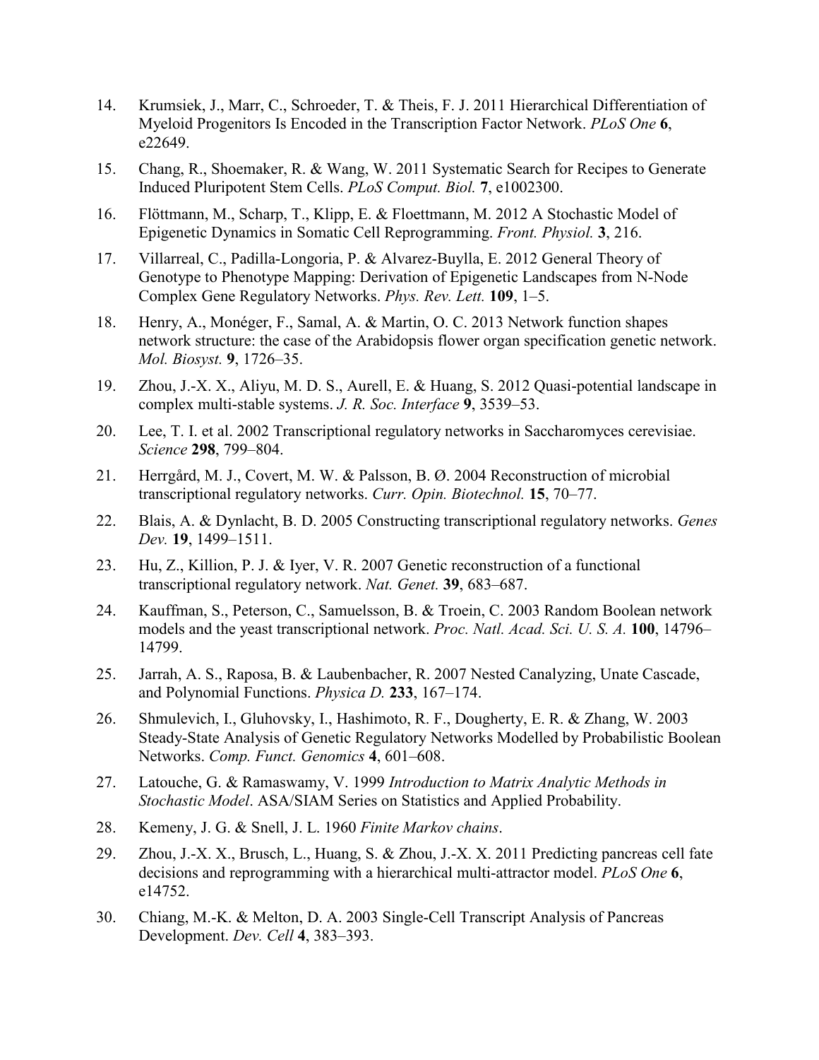14. Krumsiek, J., Marr, C., Schroeder, T. & Theis, F. J. 2011 Hierarchical Differentiation of Myeloid Progenitors Is Encoded in the Transcription Factor Network. *PLoS One* **6**, e22649.

15. Chang, R., Shoemaker, R. & Wang, W. 2011 Systematic Search for Recipes to Generate Induced Pluripotent Stem Cells. *PLoS Comput. Biol.* **7**, e1002300.

16. Flöttmann, M., Scharp, T., Klipp, E. & Floettmann, M. 2012 A Stochastic Model of Epigenetic Dynamics in Somatic Cell Reprogramming. *Front. Physiol.* **3**, 216.

17. Villarreal, C., Padilla-Longoria, P. & Alvarez-Buylla, E. 2012 General Theory of Genotype to Phenotype Mapping: Derivation of Epigenetic Landscapes from N-Node Complex Gene Regulatory Networks. *Phys. Rev. Lett.* **109**, 1–5.

18. Henry, A., Monéger, F., Samal, A. & Martin, O. C. 2013 Network function shapes network structure: the case of the Arabidopsis flower organ specification genetic network. *Mol. Biosyst.* **9**, 1726–35.

19. Zhou, J.-X. X., Aliyu, M. D. S., Aurell, E. & Huang, S. 2012 Quasi-potential landscape in complex multi-stable systems. *J. R. Soc. Interface* **9**, 3539–53.

20. Lee, T. I. et al. 2002 Transcriptional regulatory networks in Saccharomyces cerevisiae. *Science* **298**, 799–804.

21. Herrgård, M. J., Covert, M. W. & Palsson, B. Ø. 2004 Reconstruction of microbial transcriptional regulatory networks. *Curr. Opin. Biotechnol.* **15**, 70–77.

22. Blais, A. & Dynlacht, B. D. 2005 Constructing transcriptional regulatory networks. *Genes Dev.* **19**, 1499–1511.

23. Hu, Z., Killion, P. J. & Iyer, V. R. 2007 Genetic reconstruction of a functional transcriptional regulatory network. *Nat. Genet.* **39**, 683–687.

24. Kauffman, S., Peterson, C., Samuelsson, B. & Troein, C. 2003 Random Boolean network models and the yeast transcriptional network. *Proc. Natl. Acad. Sci. U. S. A.* **100**, 14796–14799.

25. Jarrah, A. S., Raposa, B. & Laubenbacher, R. 2007 Nested Canalyzing, Unate Cascade, and Polynomial Functions. *Physica D.* **233**, 167–174.

26. Shmulevich, I., Gluhovsky, I., Hashimoto, R. F., Dougherty, E. R. & Zhang, W. 2003 Steady-State Analysis of Genetic Regulatory Networks Modelled by Probabilistic Boolean Networks. *Comp. Funct. Genomics* **4**, 601–608.

27. Latouche, G. & Ramaswamy, V. 1999 *Introduction to Matrix Analytic Methods in Stochastic Model*. ASA/SIAM Series on Statistics and Applied Probability.

28. Kemeny, J. G. & Snell, J. L. 1960 *Finite Markov chains*.

29. Zhou, J.-X. X., Brusch, L., Huang, S. & Zhou, J.-X. X. 2011 Predicting pancreas cell fate decisions and reprogramming with a hierarchical multi-attractor model. *PLoS One* **6**, e14752.

30. Chiang, M.-K. & Melton, D. A. 2003 Single-Cell Transcript Analysis of Pancreas Development. *Dev. Cell* **4**, 383–393.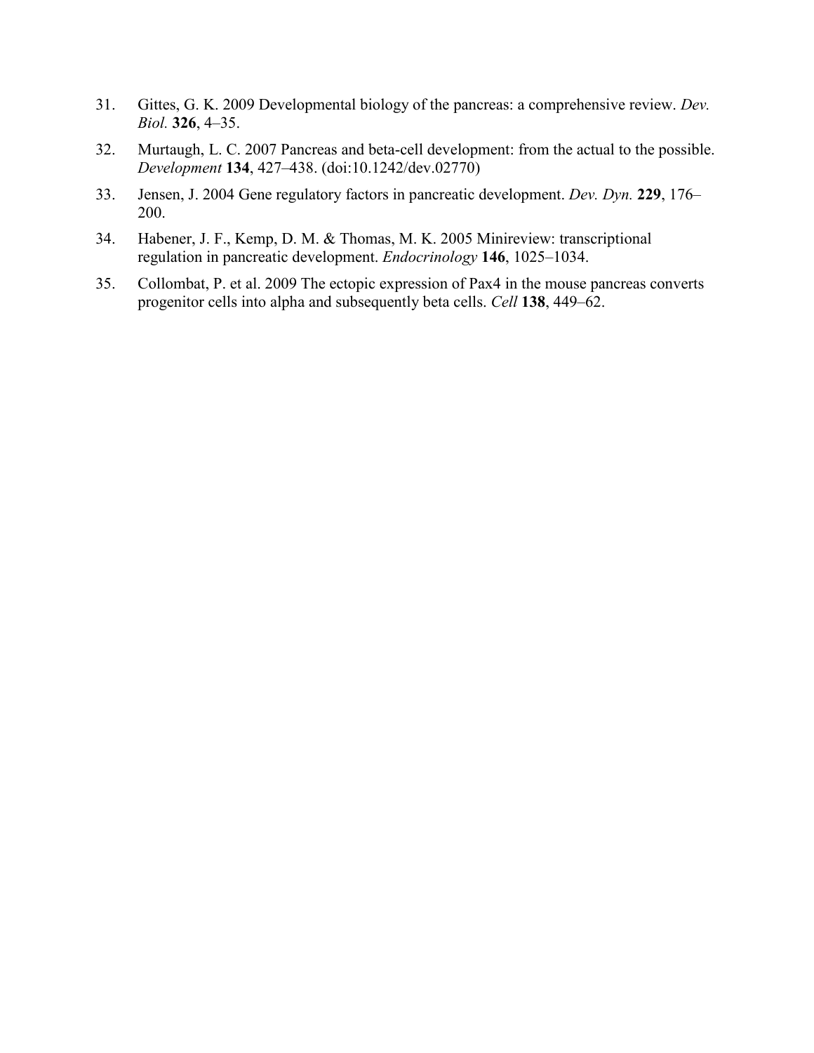31. Gittes, G. K. 2009 Developmental biology of the pancreas: a comprehensive review. *Dev. Biol.* **326**, 4–35.
32. Murtaugh, L. C. 2007 Pancreas and beta-cell development: from the actual to the possible. *Development* **134**, 427–438. (doi:10.1242/dev.02770)
33. Jensen, J. 2004 Gene regulatory factors in pancreatic development. *Dev. Dyn.* **229**, 176–200.
34. Habener, J. F., Kemp, D. M. & Thomas, M. K. 2005 Minireview: transcriptional regulation in pancreatic development. *Endocrinology* **146**, 1025–1034.
35. Collombat, P. et al. 2009 The ectopic expression of Pax4 in the mouse pancreas converts progenitor cells into alpha and subsequently beta cells. *Cell* **138**, 449–62.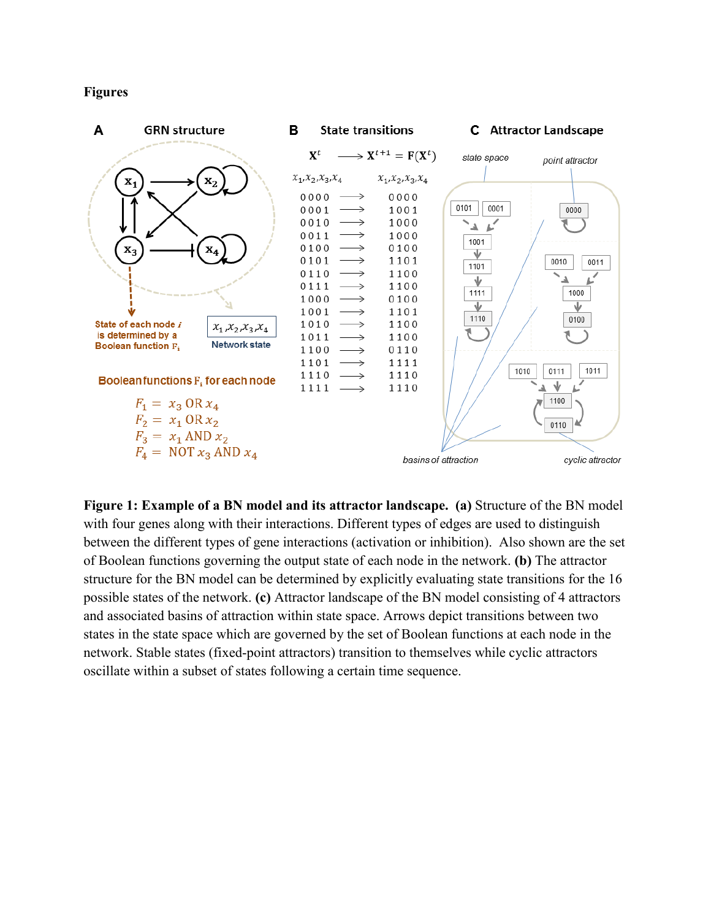## Figures

**A** GRN structure

State of each node $i$ is determined by a Boolean function $F_i$

$x_1, x_2, x_3, x_4$

Network state

**Boolean functions $F_i$ for each node**

$$F_1 = x_3 \text{ OR } x_4$$
$$F_2 = x_1 \text{ OR } x_2$$
$$F_3 = x_1 \text{ AND } x_2$$
$$F_4 = \text{NOT } x_3 \text{ AND } x_4$$

**B** State transitions

| $\mathbf{X}^t$ ($x_1, x_2, x_3, x_4$) | $\longrightarrow$ | $\mathbf{X}^{t+1} = \mathbf{F}(\mathbf{X}^t)$ ($x_1, x_2, x_3, x_4$) |
|---|---|---|
| 0000 | $\longrightarrow$ | 0000 |
| 0001 | $\longrightarrow$ | 1001 |
| 0010 | $\longrightarrow$ | 1000 |
| 0011 | $\longrightarrow$ | 1000 |
| 0100 | $\longrightarrow$ | 0100 |
| 0101 | $\longrightarrow$ | 1101 |
| 0110 | $\longrightarrow$ | 1100 |
| 0111 | $\longrightarrow$ | 1100 |
| 1000 | $\longrightarrow$ | 0100 |
| 1001 | $\longrightarrow$ | 1101 |
| 1010 | $\longrightarrow$ | 1100 |
| 1011 | $\longrightarrow$ | 1100 |
| 1100 | $\longrightarrow$ | 0110 |
| 1101 | $\longrightarrow$ | 1111 |
| 1110 | $\longrightarrow$ | 1110 |
| 1111 | $\longrightarrow$ | 1110 |

**C** Attractor Landscape

state space, point attractor, basins of attraction, cyclic attractor

**Figure 1: Example of a BN model and its attractor landscape. (a)** Structure of the BN model with four genes along with their interactions. Different types of edges are used to distinguish between the different types of gene interactions (activation or inhibition). Also shown are the set of Boolean functions governing the output state of each node in the network. **(b)** The attractor structure for the BN model can be determined by explicitly evaluating state transitions for the 16 possible states of the network. **(c)** Attractor landscape of the BN model consisting of 4 attractors and associated basins of attraction within state space. Arrows depict transitions between two states in the state space which are governed by the set of Boolean functions at each node in the network. Stable states (fixed-point attractors) transition to themselves while cyclic attractors oscillate within a subset of states following a certain time sequence.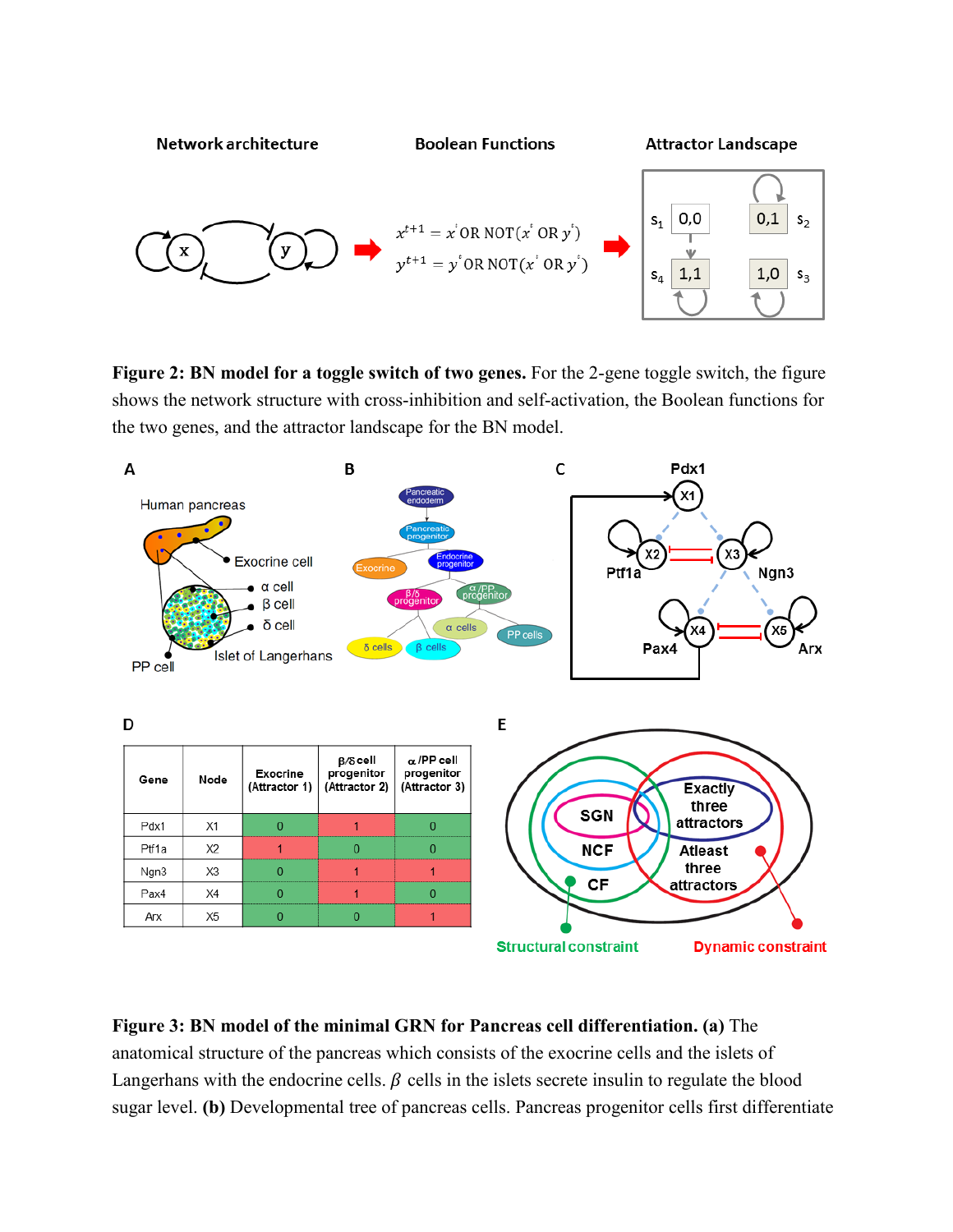**Figure 2: BN model for a toggle switch of two genes.** For the 2-gene toggle switch, the figure shows the network structure with cross-inhibition and self-activation, the Boolean functions for the two genes, and the attractor landscape for the BN model.

**Figure 3: BN model of the minimal GRN for Pancreas cell differentiation. (a)** The anatomical structure of the pancreas which consists of the exocrine cells and the islets of Langerhans with the endocrine cells. $\beta$ cells in the islets secrete insulin to regulate the blood sugar level. **(b)** Developmental tree of pancreas cells. Pancreas progenitor cells first differentiate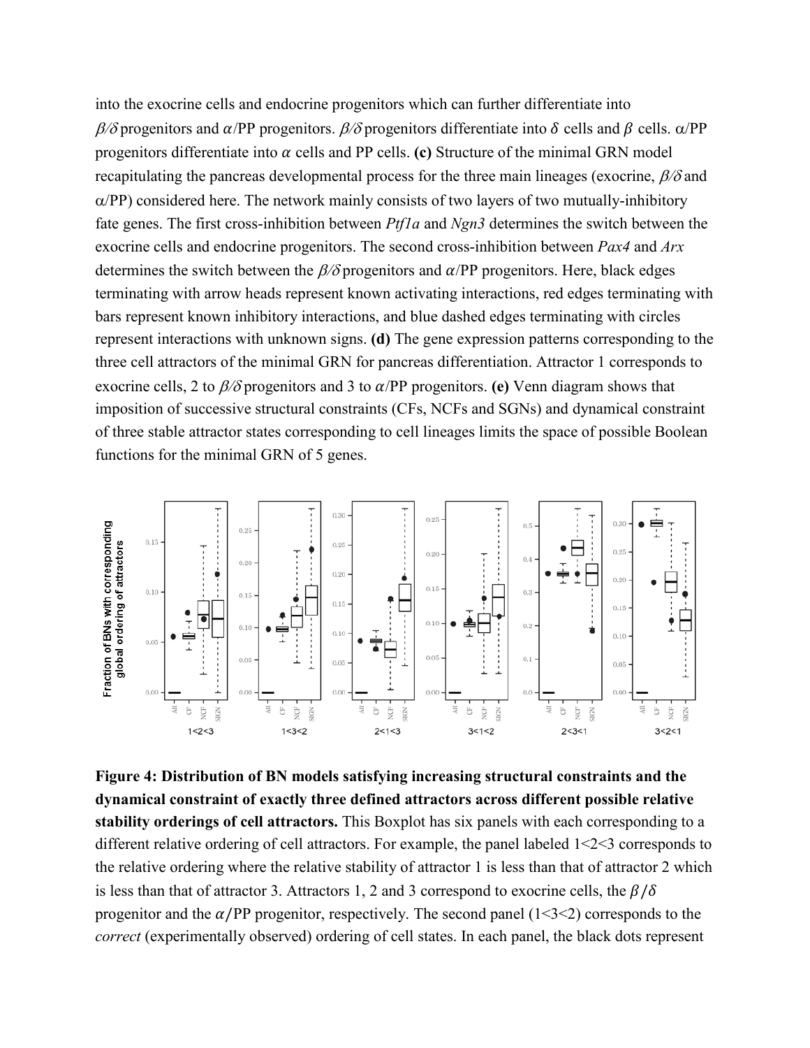into the exocrine cells and endocrine progenitors which can further differentiate into $\beta/\delta$ progenitors and $\alpha$/PP progenitors. $\beta/\delta$ progenitors differentiate into $\delta$ cells and $\beta$ cells. $\alpha$/PP progenitors differentiate into $\alpha$ cells and PP cells. **(c)** Structure of the minimal GRN model recapitulating the pancreas developmental process for the three main lineages (exocrine, $\beta/\delta$ and $\alpha$/PP) considered here. The network mainly consists of two layers of two mutually-inhibitory fate genes. The first cross-inhibition between *Ptf1a* and *Ngn3* determines the switch between the exocrine cells and endocrine progenitors. The second cross-inhibition between *Pax4* and *Arx* determines the switch between the $\beta/\delta$ progenitors and $\alpha$/PP progenitors. Here, black edges terminating with arrow heads represent known activating interactions, red edges terminating with bars represent known inhibitory interactions, and blue dashed edges terminating with circles represent interactions with unknown signs. **(d)** The gene expression patterns corresponding to the three cell attractors of the minimal GRN for pancreas differentiation. Attractor 1 corresponds to exocrine cells, 2 to $\beta/\delta$ progenitors and 3 to $\alpha$/PP progenitors. **(e)** Venn diagram shows that imposition of successive structural constraints (CFs, NCFs and SGNs) and dynamical constraint of three stable attractor states corresponding to cell lineages limits the space of possible Boolean functions for the minimal GRN of 5 genes.

**Figure 4: Distribution of BN models satisfying increasing structural constraints and the dynamical constraint of exactly three defined attractors across different possible relative stability orderings of cell attractors.** This Boxplot has six panels with each corresponding to a different relative ordering of cell attractors. For example, the panel labeled 1<2<3 corresponds to the relative ordering where the relative stability of attractor 1 is less than that of attractor 2 which is less than that of attractor 3. Attractors 1, 2 and 3 correspond to exocrine cells, the $\beta/\delta$ progenitor and the $\alpha$/PP progenitor, respectively. The second panel (1<3<2) corresponds to the *correct* (experimentally observed) ordering of cell states. In each panel, the black dots represent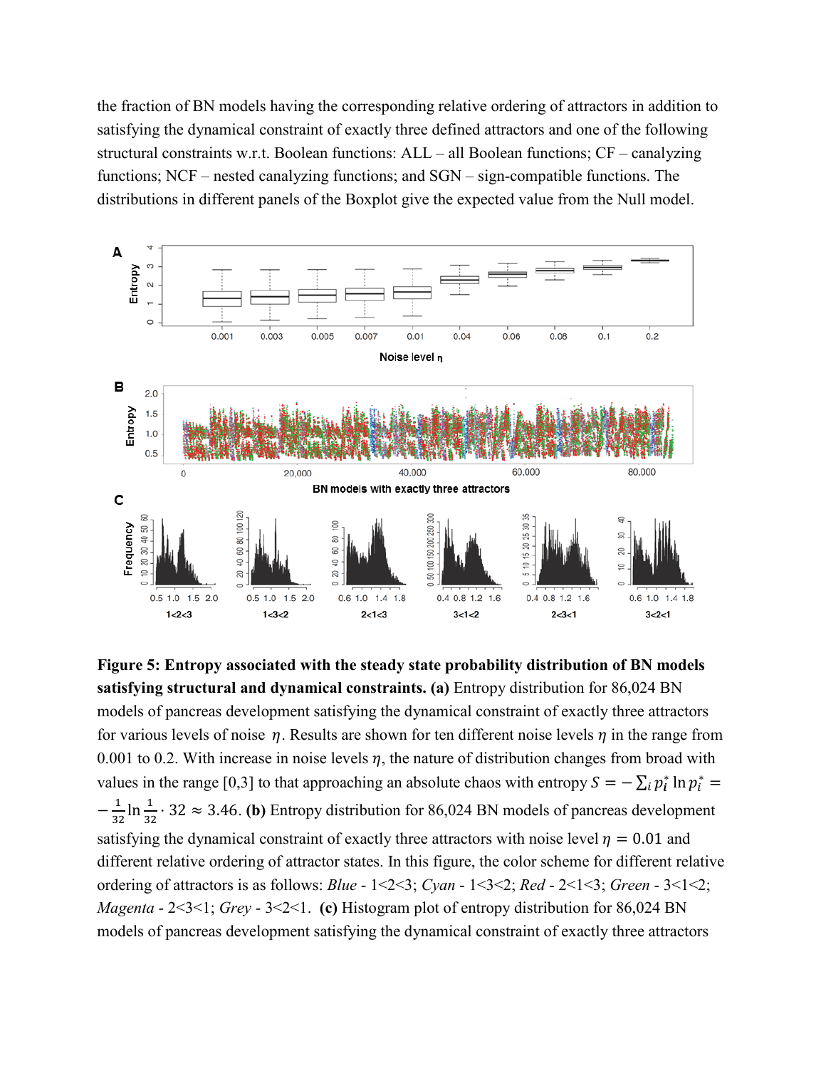the fraction of BN models having the corresponding relative ordering of attractors in addition to satisfying the dynamical constraint of exactly three defined attractors and one of the following structural constraints w.r.t. Boolean functions: ALL – all Boolean functions; CF – canalyzing functions; NCF – nested canalyzing functions; and SGN – sign-compatible functions. The distributions in different panels of the Boxplot give the expected value from the Null model.

**Figure 5: Entropy associated with the steady state probability distribution of BN models satisfying structural and dynamical constraints. (a)** Entropy distribution for 86,024 BN models of pancreas development satisfying the dynamical constraint of exactly three attractors for various levels of noise $\eta$. Results are shown for ten different noise levels $\eta$ in the range from 0.001 to 0.2. With increase in noise levels $\eta$, the nature of distribution changes from broad with values in the range [0,3] to that approaching an absolute chaos with entropy $S = -\sum_i p_i^* \ln p_i^* = -\frac{1}{32}\ln\frac{1}{32} \cdot 32 \approx 3.46$. **(b)** Entropy distribution for 86,024 BN models of pancreas development satisfying the dynamical constraint of exactly three attractors with noise level $\eta = 0.01$ and different relative ordering of attractor states. In this figure, the color scheme for different relative ordering of attractors is as follows: *Blue* - 1<2<3; *Cyan* - 1<3<2; *Red* - 2<1<3; *Green* - 3<1<2; *Magenta* - 2<3<1; *Grey* - 3<2<1. **(c)** Histogram plot of entropy distribution for 86,024 BN models of pancreas development satisfying the dynamical constraint of exactly three attractors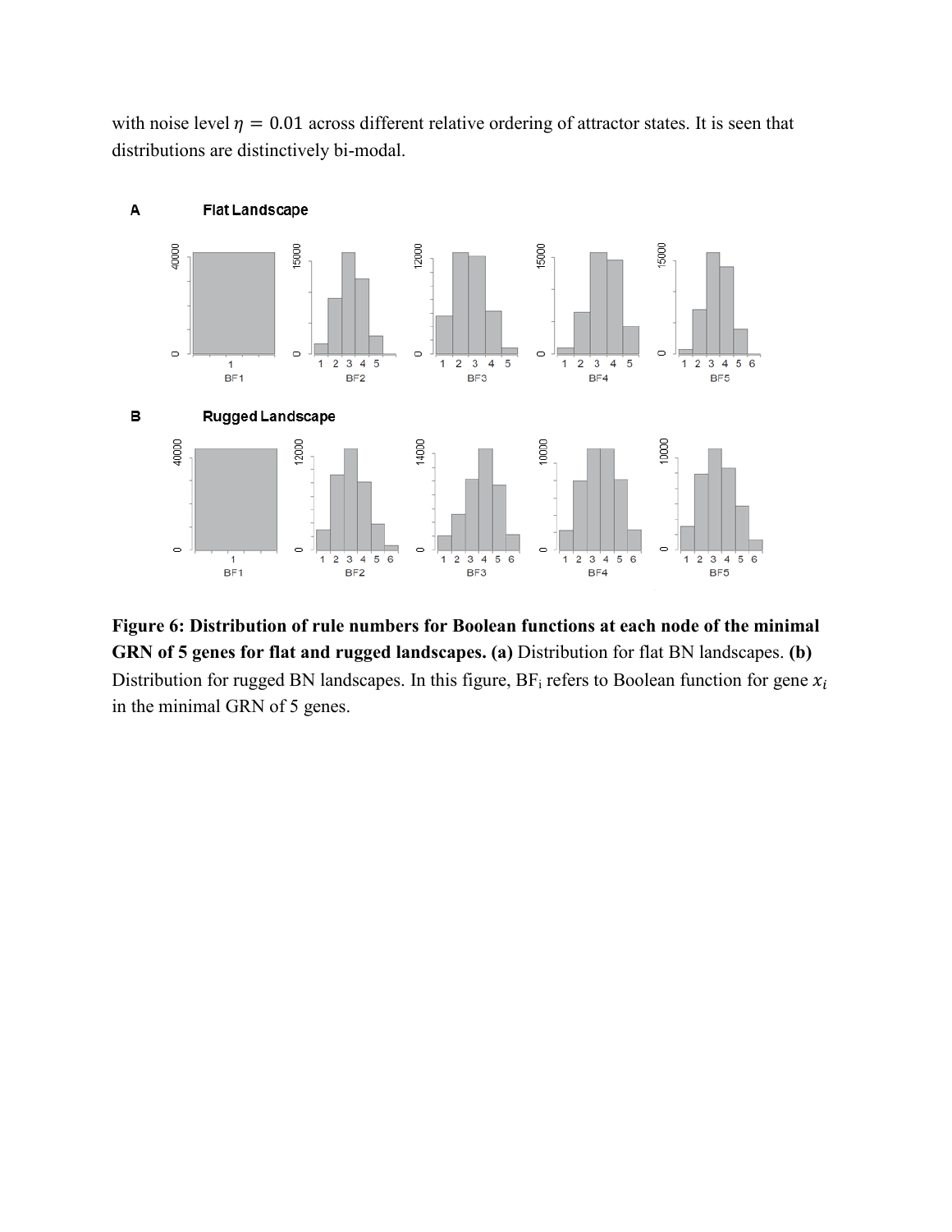with noise level $\eta = 0.01$ across different relative ordering of attractor states. It is seen that distributions are distinctively bi-modal.

**Figure 6: Distribution of rule numbers for Boolean functions at each node of the minimal GRN of 5 genes for flat and rugged landscapes. (a)** Distribution for flat BN landscapes. **(b)** Distribution for rugged BN landscapes. In this figure, $\mathrm{BF_i}$ refers to Boolean function for gene $x_i$ in the minimal GRN of 5 genes.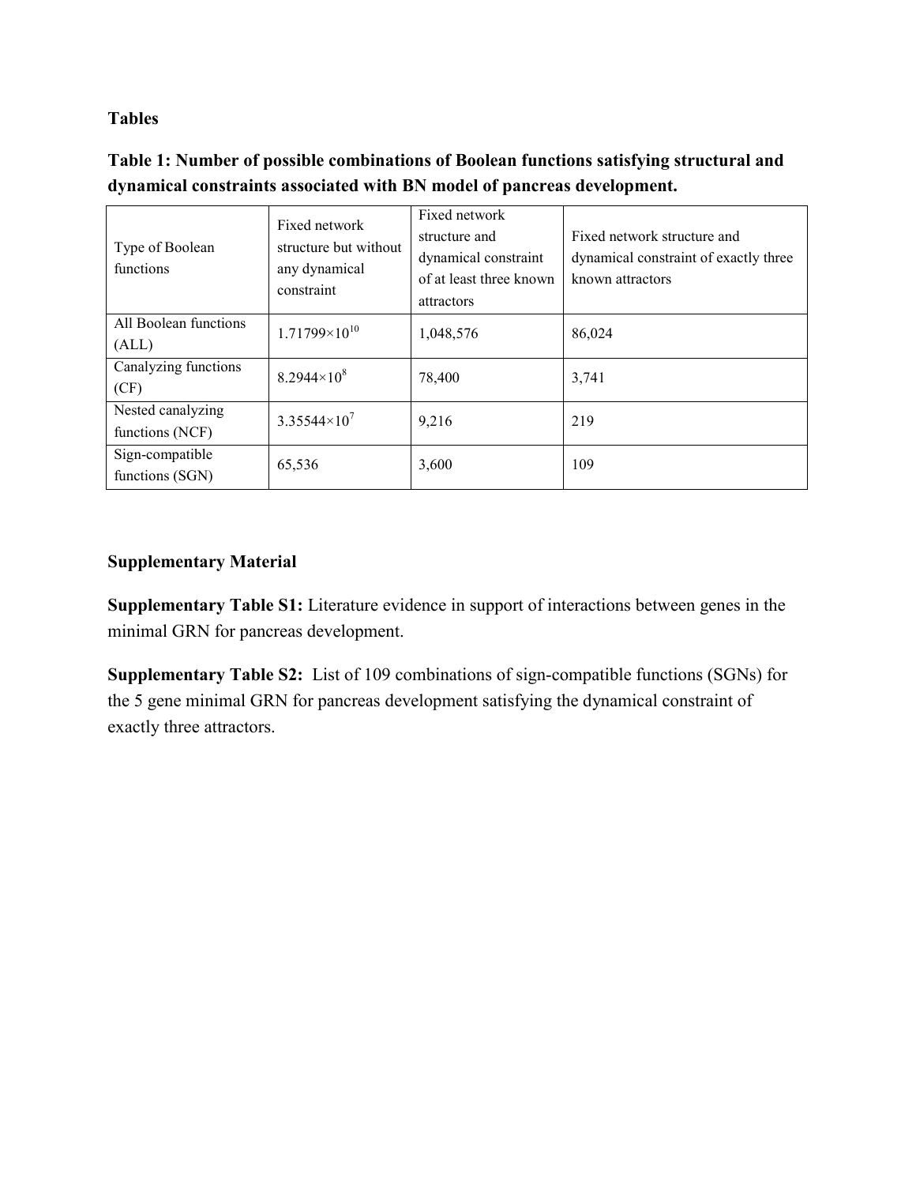## Tables

**Table 1: Number of possible combinations of Boolean functions satisfying structural and dynamical constraints associated with BN model of pancreas development.**

| Type of Boolean functions | Fixed network structure but without any dynamical constraint | Fixed network structure and dynamical constraint of at least three known attractors | Fixed network structure and dynamical constraint of exactly three known attractors |
|---|---|---|---|
| All Boolean functions (ALL) | $1.71799 \times 10^{10}$ | 1,048,576 | 86,024 |
| Canalyzing functions (CF) | $8.2944 \times 10^{8}$ | 78,400 | 3,741 |
| Nested canalyzing functions (NCF) | $3.35544 \times 10^{7}$ | 9,216 | 219 |
| Sign-compatible functions (SGN) | 65,536 | 3,600 | 109 |

## Supplementary Material

**Supplementary Table S1:** Literature evidence in support of interactions between genes in the minimal GRN for pancreas development.

**Supplementary Table S2:** List of 109 combinations of sign-compatible functions (SGNs) for the 5 gene minimal GRN for pancreas development satisfying the dynamical constraint of exactly three attractors.